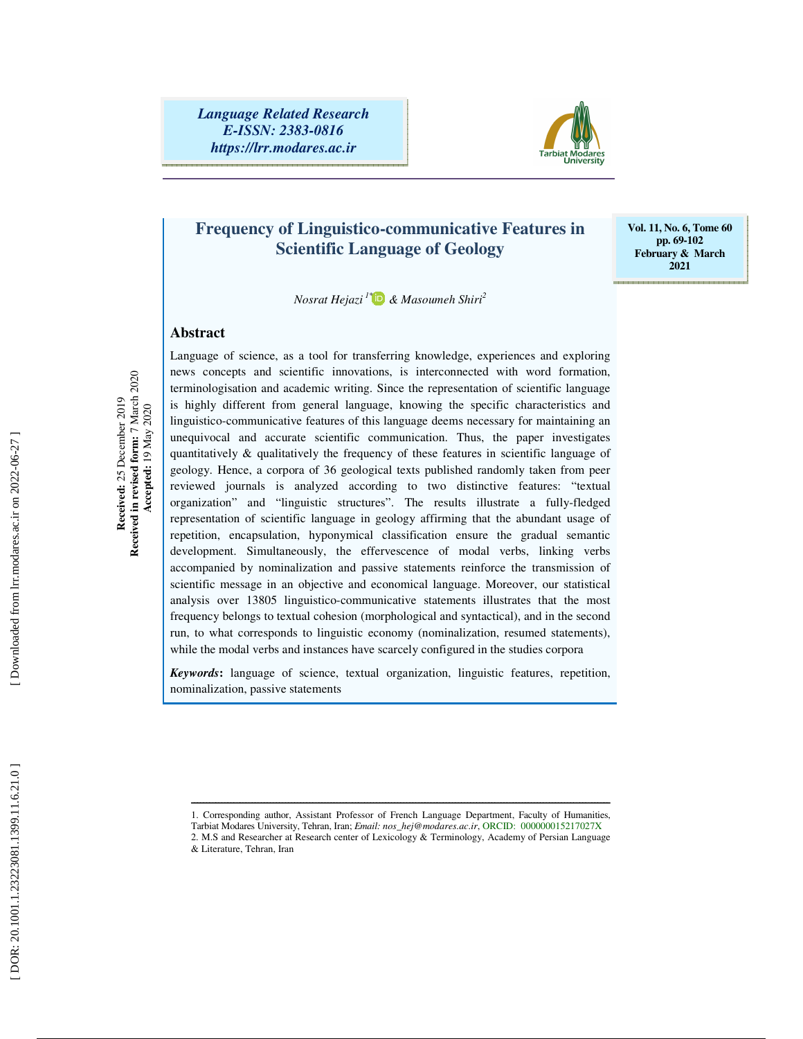Language Related Research
E-ISSN: 2383-0816
https://lrr.modares.ac.ir

Vol. 11, No. 6, Tome 60
pp. 69-102
February & March 2021

# Frequency of Linguistico-communicative Features in Scientific Language of Geology

*Nosrat Hejazi*[1*] & *Masoumeh Shiri*[2]

**Received:** 25 December 2019
**Received in revised form:** 7 March 2020
**Accepted:** 19 May 2020

## Abstract

Language of science, as a tool for transferring knowledge, experiences and exploring news concepts and scientific innovations, is interconnected with word formation, terminologisation and academic writing. Since the representation of scientific language is highly different from general language, knowing the specific characteristics and linguistico-communicative features of this language deems necessary for maintaining an unequivocal and accurate scientific communication. Thus, the paper investigates quantitatively & qualitatively the frequency of these features in scientific language of geology. Hence, a corpora of 36 geological texts published randomly taken from peer reviewed journals is analyzed according to two distinctive features: "textual organization" and "linguistic structures". The results illustrate a fully-fledged representation of scientific language in geology affirming that the abundant usage of repetition, encapsulation, hyponymical classification ensure the gradual semantic development. Simultaneously, the effervescence of modal verbs, linking verbs accompanied by nominalization and passive statements reinforce the transmission of scientific message in an objective and economical language. Moreover, our statistical analysis over 13805 linguistico-communicative statements illustrates that the most frequency belongs to textual cohesion (morphological and syntactical), and in the second run, to what corresponds to linguistic economy (nominalization, resumed statements), while the modal verbs and instances have scarcely configured in the studies corpora

***Keywords*:** language of science, textual organization, linguistic features, repetition, nominalization, passive statements

---

1. Corresponding author, Assistant Professor of French Language Department, Faculty of Humanities, Tarbiat Modares University, Tehran, Iran; *Email: nos_hej@modares.ac.ir*, ORCID: 000000015217027X
2. M.S and Researcher at Research center of Lexicology & Terminology, Academy of Persian Language & Literature, Tehran, Iran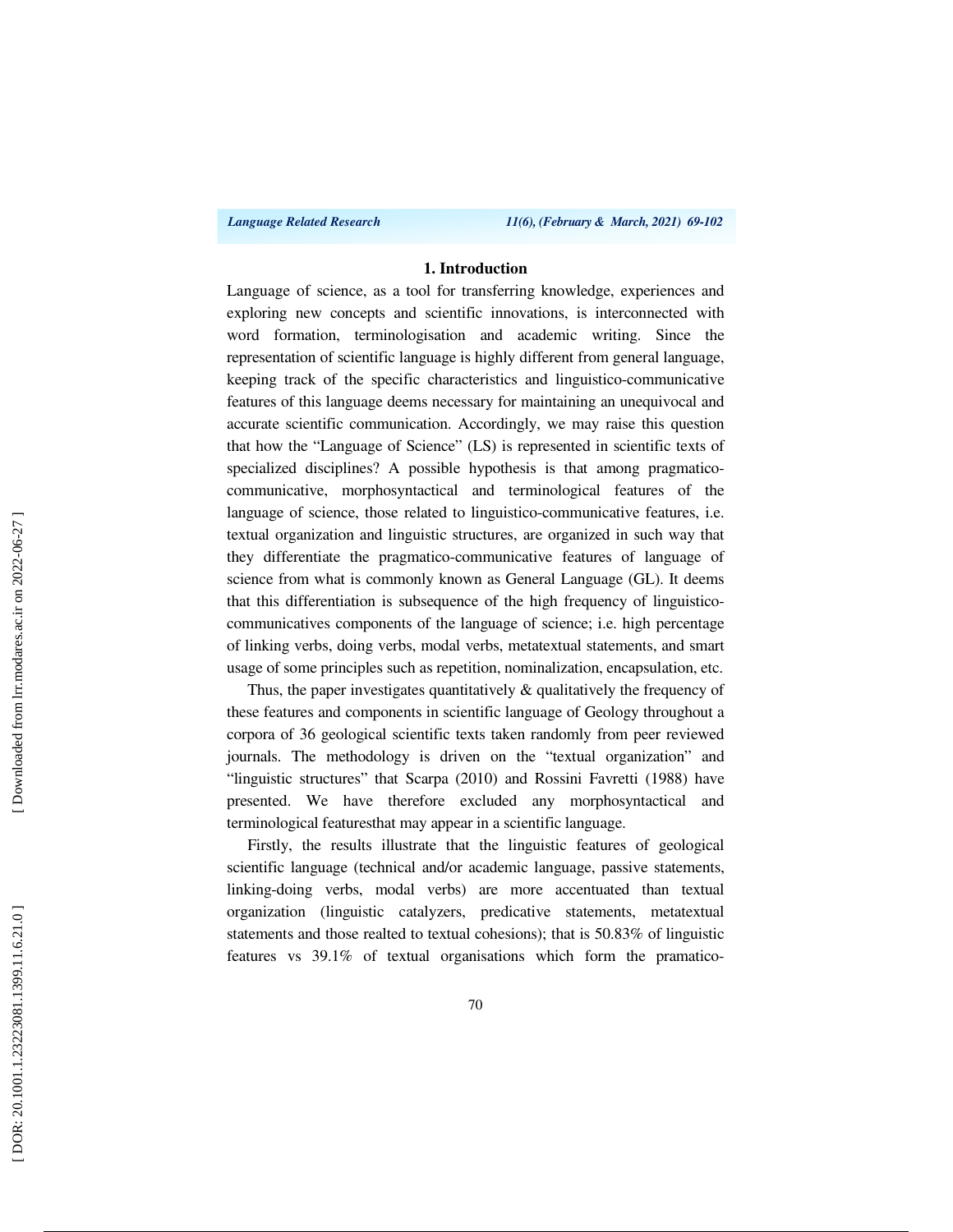## 1. Introduction

Language of science, as a tool for transferring knowledge, experiences and exploring new concepts and scientific innovations, is interconnected with word formation, terminologisation and academic writing. Since the representation of scientific language is highly different from general language, keeping track of the specific characteristics and linguistico-communicative features of this language deems necessary for maintaining an unequivocal and accurate scientific communication. Accordingly, we may raise this question that how the "Language of Science" (LS) is represented in scientific texts of specialized disciplines? A possible hypothesis is that among pragmatico-communicative, morphosyntactical and terminological features of the language of science, those related to linguistico-communicative features, i.e. textual organization and linguistic structures, are organized in such way that they differentiate the pragmatico-communicative features of language of science from what is commonly known as General Language (GL). It deems that this differentiation is subsequence of the high frequency of linguistico-communicatives components of the language of science; i.e. high percentage of linking verbs, doing verbs, modal verbs, metatextual statements, and smart usage of some principles such as repetition, nominalization, encapsulation, etc.

Thus, the paper investigates quantitatively & qualitatively the frequency of these features and components in scientific language of Geology throughout a corpora of 36 geological scientific texts taken randomly from peer reviewed journals. The methodology is driven on the "textual organization" and "linguistic structures" that Scarpa (2010) and Rossini Favretti (1988) have presented. We have therefore excluded any morphosyntactical and terminological featuresthat may appear in a scientific language.

Firstly, the results illustrate that the linguistic features of geological scientific language (technical and/or academic language, passive statements, linking-doing verbs, modal verbs) are more accentuated than textual organization (linguistic catalyzers, predicative statements, metatextual statements and those realted to textual cohesions); that is 50.83% of linguistic features vs 39.1% of textual organisations which form the pramatico-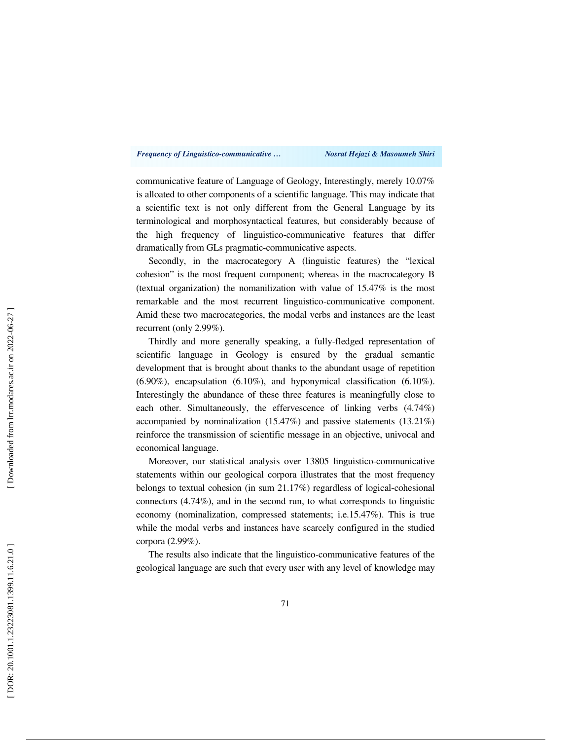communicative feature of Language of Geology, Interestingly, merely 10.07% is alloated to other components of a scientific language. This may indicate that a scientific text is not only different from the General Language by its terminological and morphosyntactical features, but considerably because of the high frequency of linguistico-communicative features that differ dramatically from GLs pragmatic-communicative aspects.

Secondly, in the macrocategory A (linguistic features) the "lexical cohesion" is the most frequent component; whereas in the macrocategory B (textual organization) the nomanilization with value of 15.47% is the most remarkable and the most recurrent linguistico-communicative component. Amid these two macrocategories, the modal verbs and instances are the least recurrent (only 2.99%).

Thirdly and more generally speaking, a fully-fledged representation of scientific language in Geology is ensured by the gradual semantic development that is brought about thanks to the abundant usage of repetition (6.90%), encapsulation (6.10%), and hyponymical classification (6.10%). Interestingly the abundance of these three features is meaningfully close to each other. Simultaneously, the effervescence of linking verbs (4.74%) accompanied by nominalization (15.47%) and passive statements (13.21%) reinforce the transmission of scientific message in an objective, univocal and economical language.

Moreover, our statistical analysis over 13805 linguistico-communicative statements within our geological corpora illustrates that the most frequency belongs to textual cohesion (in sum 21.17%) regardless of logical-cohesional connectors (4.74%), and in the second run, to what corresponds to linguistic economy (nominalization, compressed statements; i.e.15.47%). This is true while the modal verbs and instances have scarcely configured in the studied corpora (2.99%).

The results also indicate that the linguistico-communicative features of the geological language are such that every user with any level of knowledge may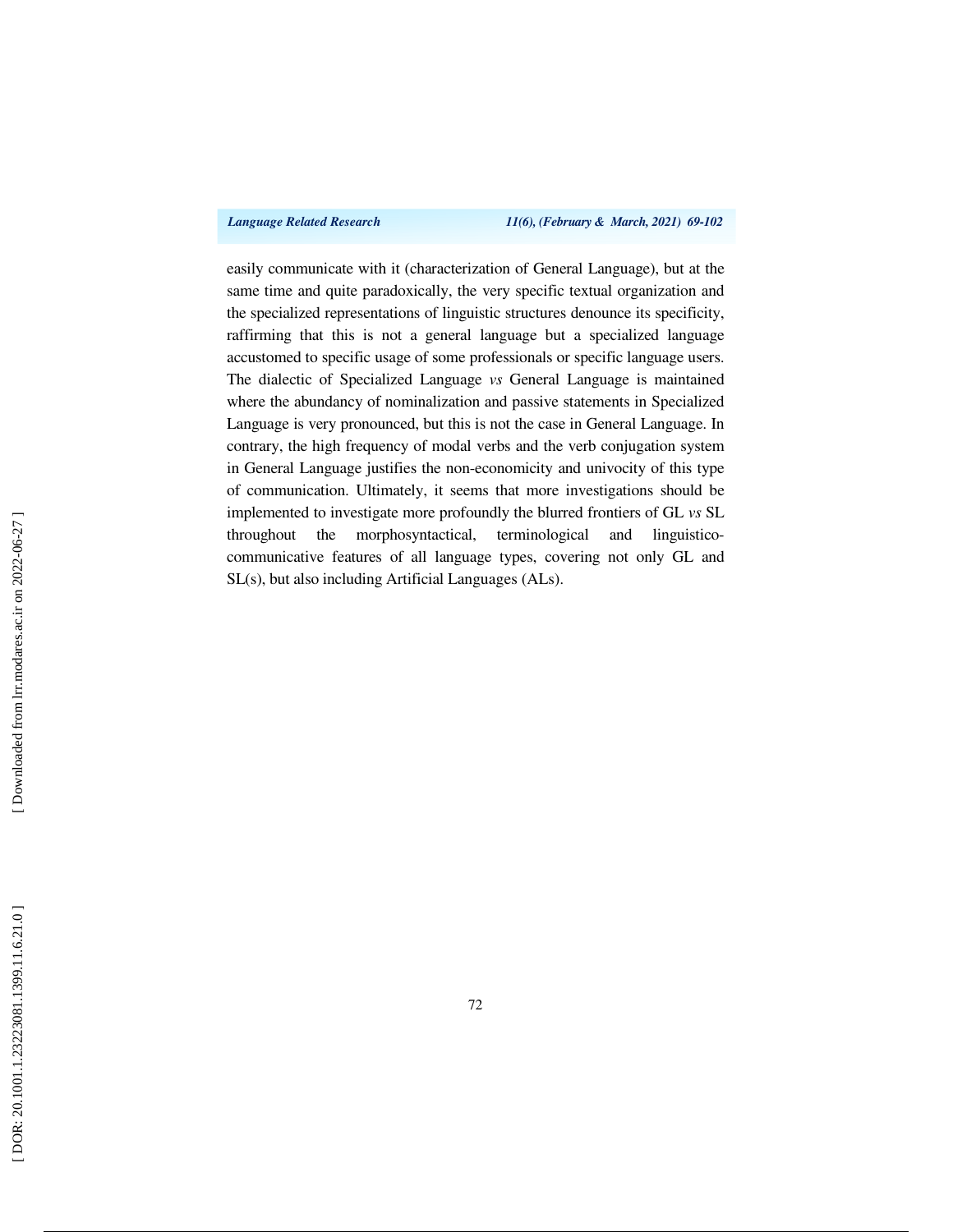easily communicate with it (characterization of General Language), but at the same time and quite paradoxically, the very specific textual organization and the specialized representations of linguistic structures denounce its specificity, raffirming that this is not a general language but a specialized language accustomed to specific usage of some professionals or specific language users. The dialectic of Specialized Language *vs* General Language is maintained where the abundancy of nominalization and passive statements in Specialized Language is very pronounced, but this is not the case in General Language. In contrary, the high frequency of modal verbs and the verb conjugation system in General Language justifies the non-economicity and univocity of this type of communication. Ultimately, it seems that more investigations should be implemented to investigate more profoundly the blurred frontiers of GL *vs* SL throughout the morphosyntactical, terminological and linguistico-communicative features of all language types, covering not only GL and SL(s), but also including Artificial Languages (ALs).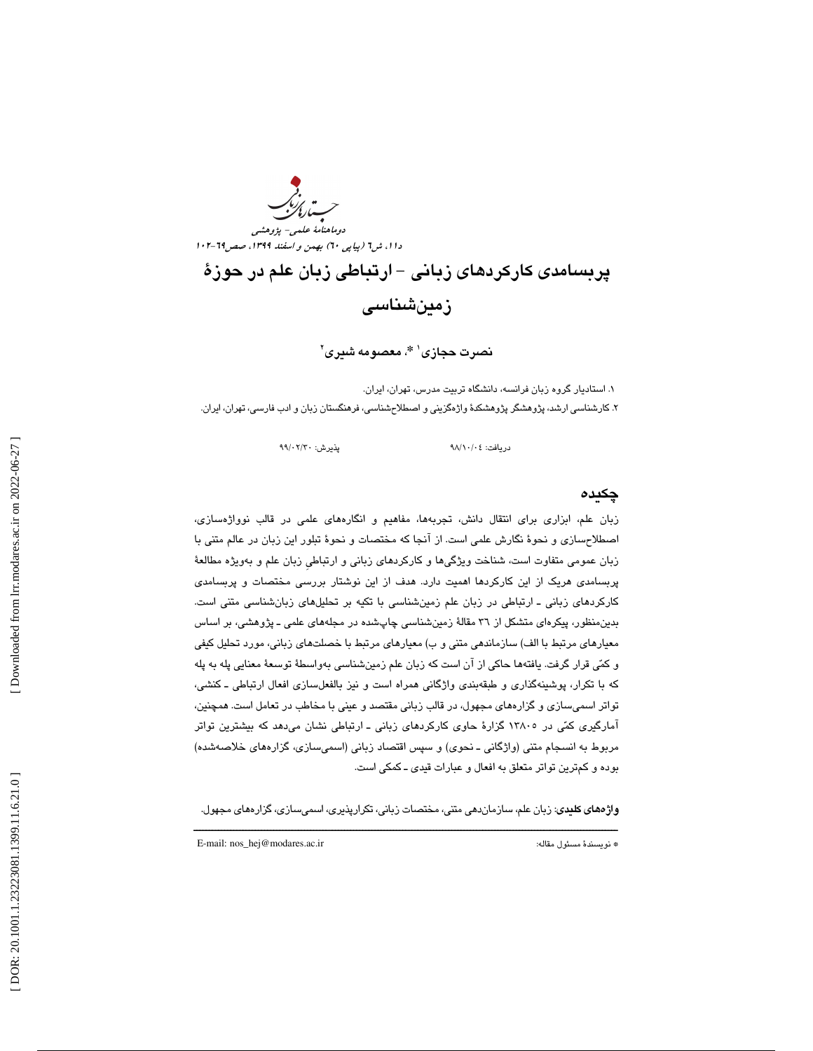# پربسامدی کارکردهای زبانی - ارتباطی زبان علم در حوزهٔ زمین‌شناسی

**نصرت حجازی[1] \*، معصومه شیری[2]**

۱. استادیار گروه زبان فرانسه، دانشگاه تربیت مدرس، تهران، ایران.

۲. کارشناسی ارشد، پژوهشگر پژوهشکدهٔ واژه‌گزینی و اصطلاح‌شناسی، فرهنگستان زبان و ادب فارسی، تهران، ایران.

دریافت: ۹۸/۱۰/۰۴ پذیرش: ۹۹/۰۲/۳۰

## چکیده

زبان علم، ابزاری برای انتقال دانش، تجربه‌ها، مفاهیم و انگاره‌های علمی در قالب نوواژه‌سازی، اصطلاح‌سازی و نحوهٔ نگارش علمی است. از آنجا که مختصات و نحوهٔ تبلور این زبان در عالم متنی با زبان عمومی متفاوت است، شناخت ویژگی‌ها و کارکردهای زبانی و ارتباطیِ زبان علم و به‌ویژه مطالعهٔ پربسامدی هریک از این کارکردها اهمیت دارد. هدف از این نوشتار بررسی مختصات و پربسامدی کارکردهای زبانی ـ ارتباطی در زبان علم زمین‌شناسی با تکیه بر تحلیل‌های زبان‌شناسی متنی است. بدین‌منظور، پیکره‌ای متشکل از ۳۶ مقالهٔ زمین‌شناسی چاپ‌شده در مجله‌های علمی ـ پژوهشی، بر اساس معیارهای مرتبط با الف) سازماندهی متنی و ب) معیارهای مرتبط با خصلت‌های زبانی، مورد تحلیل کیفی و کمّی قرار گرفت. یافته‌ها حاکی از آن است که زبان علم زمین‌شناسی به‌واسطهٔ توسعهٔ معنایی پله به پله که با تکرار، پوشینه‌گذاری و طبقه‌بندی واژگانی همراه است و نیز بالفعل‌سازی افعال ارتباطی ـ کنشی، تواتر اسمی‌سازی و گزاره‌های مجهول، در قالب زبانی مقتصد و عینی با مخاطب در تعامل است. همچنین، آمارگیری کمّی در ۱۳۸۰۵ گزارهٔ حاوی کارکردهای زبانی ـ ارتباطی نشان می‌دهد که بیشترین تواتر مربوط به انسجام متنی (واژگانی ـ نحوی) و سپس اقتصاد زبانی (اسمی‌سازی، گزاره‌های خلاصه‌شده) بوده و کم‌ترین تواتر متعلق به افعال و عبارات قیدی ـ کمکی است.

**واژه‌های کلیدی**: زبان علم، سازمان‌دهی متنی، مختصات زبانی، تکرارپذیری، اسمی‌سازی، گزاره‌های مجهول.

---

\* نویسندهٔ مسئول مقاله: E-mail: nos_hej@modares.ac.ir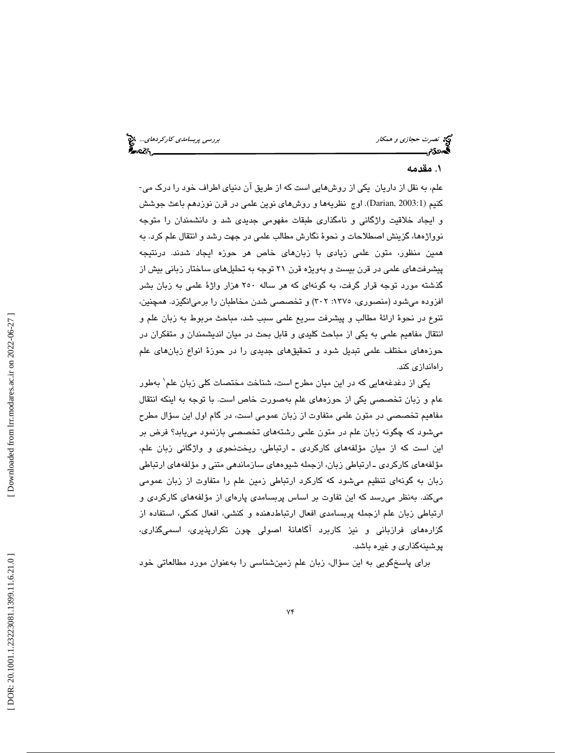## ۱. مقدمه

علم، به نقل از داریان یکی از روش‌هایی است که از طریق آن دنیای اطراف خود را درک می‌کنیم (Darian, 2003:1). اوج نظریه‌ها و روش‌های نوین علمی در قرن نوزدهم باعث جوشش و ایجاد خلاقیت واژگانی و نامگذاری طبقات مفهومی جدیدی شد و دانشمندان را متوجه نوواژه‌ها، گزینش اصطلاحات و نحوهٔ نگارش مطالب علمی در جهت رشد و انتقال علم کرد. به همین منظور، متون علمی زیادی با زبان‌های خاص هر حوزه ایجاد شدند. درنتیجه پیشرفت‌های علمی در قرن بیست و به‌ویژه قرن ۲۱ توجه به تحلیل‌های ساختار زبانی بیش از گذشته مورد توجه قرار گرفت، به گونه‌ای که هر ساله ۲۵۰ هزار واژهٔ علمی به زبان بشر افزوده می‌شود (منصوری، ۱۳۷۵: ۳۰۲) و تخصصی شدن مخاطبان را برمی‌انگیزد. همچنین، تنوع در نحوهٔ ارائهٔ مطالب و پیشرفت سریع علمی سبب شد، مباحث مربوط به زبان علم و انتقال مفاهیم علمی به یکی از مباحث کلیدی و قابل بحث در میان اندیشمندان و متفکران در حوزه‌های مختلف علمی تبدیل شود و تحقیق‌های جدیدی را در حوزهٔ انواع زبان‌های علم راه‌اندازی کند.

یکی از دغدغه‌هایی که در این میان مطرح است، شناخت مختصات کلی زبان علم[1] به‌طور عام و زبان تخصصی یکی از حوزه‌های علم به‌صورت خاص است. با توجه به اینکه انتقال مفاهیم تخصصی در متون علمی متفاوت از زبان عمومی است، در گام اول این سؤال مطرح می‌شود که چگونه زبان علم در متون علمی رشته‌های تخصصی بازنمود می‌یابد؟ فرض بر این است که از میان مؤلفه‌های کارکردی ـ ارتباطی، ریخت‌نحوی و واژگانی زبان علم، مؤلفه‌های کارکردی ـ ارتباطی زبان، ازجمله شیوه‌های سازماندهی متنی و مؤلفه‌های ارتباطی زبان به گونه‌ای تنظیم می‌شود که کارکرد ارتباطی زمین علم را متفاوت از زبان عمومی می‌کند. به‌نظر می‌رسد که این تفاوت بر اساس پربسامدی پاره‌ای از مؤلفه‌های کارکردی و ارتباطی زبان علم ازجمله پربسامدی افعال ارتباط‌دهنده و کنشی، افعال کمکی، استفاده از گزاره‌های فرازبانی و نیز کاربرد آگاهانهٔ اصولی چون تکرارپذیری، اسمی‌گذاری، پوشینه‌گذاری و غیره باشد.

برای پاسخ‌گویی به این سؤال، زبان علم زمین‌شناسی را به‌عنوان مورد مطالعاتی خود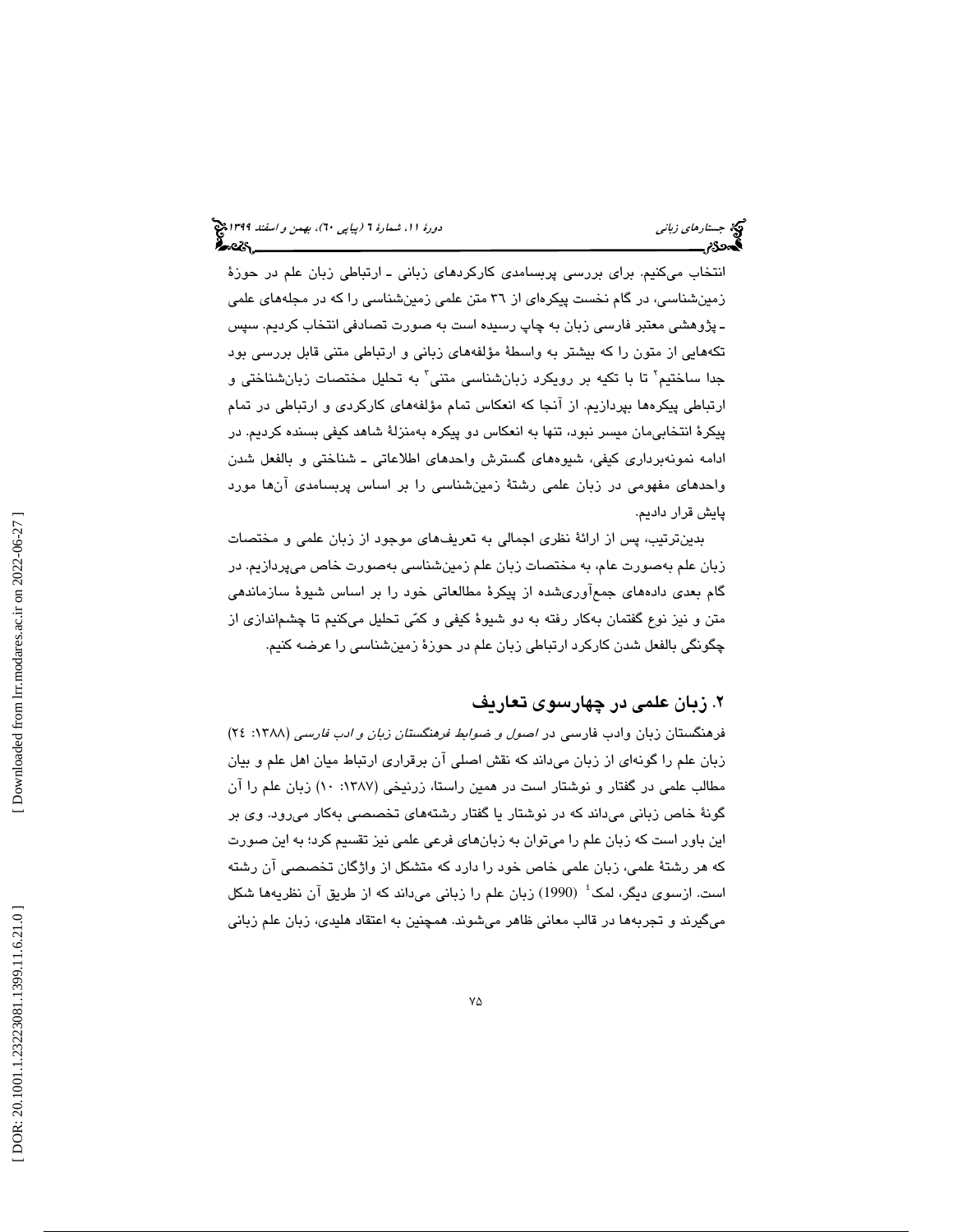انتخاب می‌کنیم. برای بررسی پربسامدی کارکردهای زبانی ـ ارتباطی زبان علم در حوزهٔ زمین‌شناسی، در گام نخست پیکره‌ای از ۳۶ متن علمی زمین‌شناسی را که در مجله‌های علمی ـ پژوهشی معتبر فارسی زبان به چاپ رسیده است به صورت تصادفی انتخاب کردیم. سپس تکه‌هایی از متون را که بیشتر به واسطهٔ مؤلفه‌های زبانی و ارتباطی متنی قابل بررسی بود جدا ساختیم[۲] تا با تکیه بر رویکرد زبان‌شناسی متنی[۳] به تحلیل مختصات زبان‌شناختی و ارتباطی پیکره‌ها بپردازیم. از آنجا که انعکاس تمام مؤلفه‌های کارکردی و ارتباطی در تمام پیکرهٔ انتخابی‌مان میسر نبود، تنها به انعکاس دو پیکره به‌منزلهٔ شاهد کیفی بسنده کردیم. در ادامه نمونه‌برداری کیفی، شیوه‌های گسترش واحدهای اطلاعاتی ـ شناختی و بالفعل شدن واحدهای مفهومی در زبان علمی رشتهٔ زمین‌شناسی را بر اساس پربسامدی آن‌ها مورد پایش قرار دادیم.

بدین‌ترتیب، پس از ارائهٔ نظری اجمالی به تعریف‌های موجود از زبان علمی و مختصات زبان علم به‌صورت عام، به مختصات زبان علم زمین‌شناسی به‌صورت خاص می‌پردازیم. در گام بعدی داده‌های جمع‌آوری‌شده از پیکرهٔ مطالعاتی خود را بر اساس شیوهٔ سازماندهی متن و نیز نوع گفتمان به‌کار رفته به دو شیوهٔ کیفی و کمّی تحلیل می‌کنیم تا چشم‌اندازی از چگونگی بالفعل شدن کارکرد ارتباطی زبان علم در حوزهٔ زمین‌شناسی را عرضه کنیم.

## ۲. زبان علمی در چهارسوی تعاریف

فرهنگستان زبان وادب فارسی در *اصول و ضوابط فرهنگستان زبان و ادب فارسی* (۱۳۸۸: ۲٤) زبان علم را گونه‌ای از زبان می‌داند که نقش اصلی آن برقراری ارتباط میان اهل علم و بیان مطالب علمی در گفتار و نوشتار است در همین راستا، زرنیخی (۱۳۸۷: ۱۰) زبان علم را آن گونهٔ خاص زبانی می‌داند که در نوشتار یا گفتار رشته‌های تخصصی به‌کار می‌رود. وی بر این باور است که زبان علم را می‌توان به زبان‌های فرعی علمی نیز تقسیم کرد؛ به این صورت که هر رشتهٔ علمی، زبان علمی خاص خود را دارد که متشکل از واژگان تخصصی آن رشته است. ازسوی دیگر، لمک[٤] (1990) زبان علم را زبانی می‌داند که از طریق آن نظریه‌ها شکل می‌گیرند و تجربه‌ها در قالب معانی ظاهر می‌شوند. همچنین به اعتقاد هلیدی، زبان علم زبانی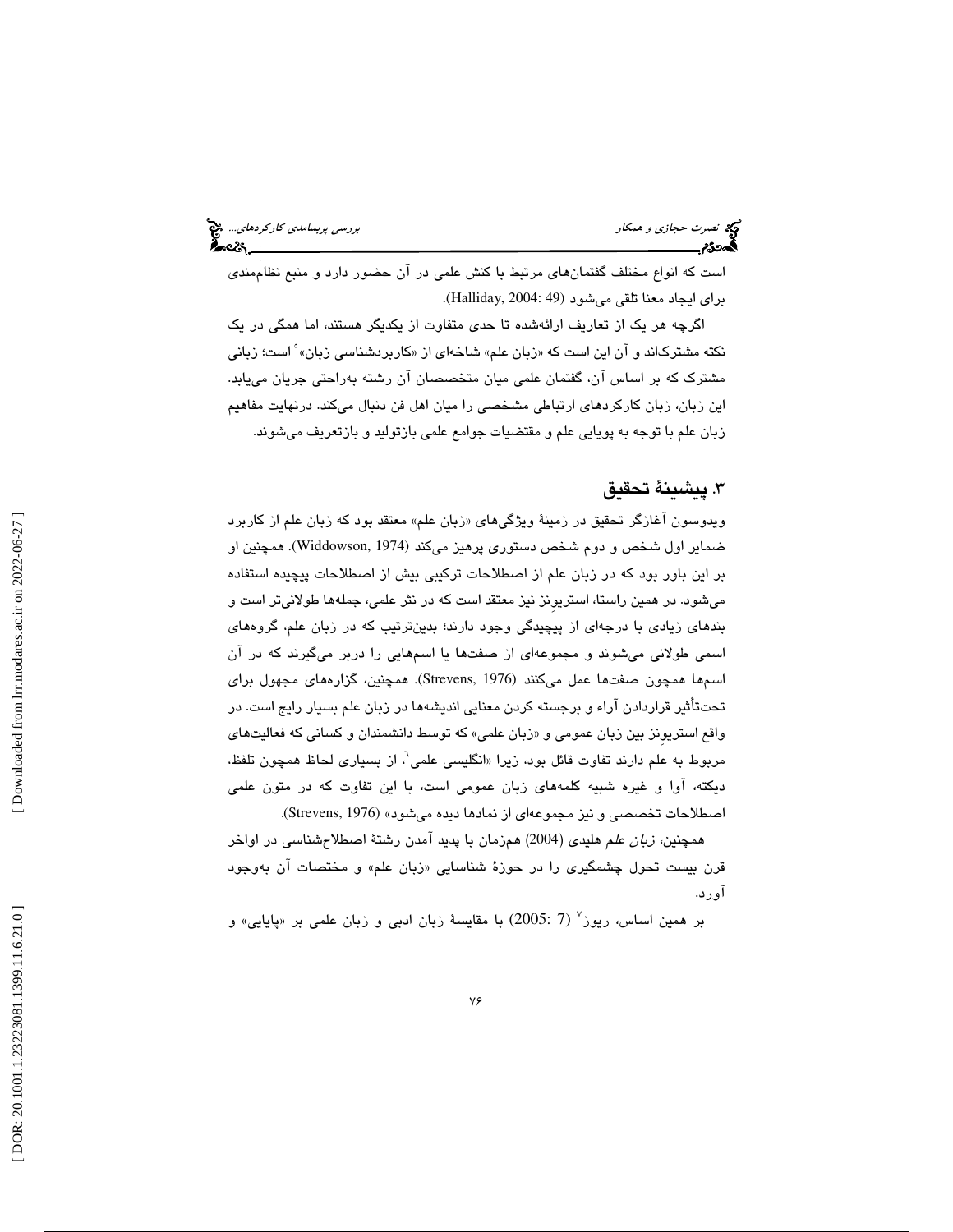است که انواع مختلف گفتمان‌های مرتبط با کنش علمی در آن حضور دارد و منبع نظام‌مندی برای ایجاد معنا تلقی می‌شود (Halliday, 2004: 49).

اگرچه هر یک از تعاریف ارائه‌شده تا حدی متفاوت از یکدیگر هستند، اما همگی در یک نکته مشترک‌اند و آن این است که «زبان علم» شاخه‌ای از «کاربردشناسی زبان»[5] است؛ زبانی مشترک که بر اساس آن، گفتمان علمی میان متخصصان آن رشته به‌راحتی جریان می‌یابد. این زبان، زبان کارکردهای ارتباطی مشخصی را میان اهل فن دنبال می‌کند. درنهایت مفاهیم زبان علم با توجه به پویایی علم و مقتضیات جوامع علمی بازتولید و بازتعریف می‌شوند.

## ۳. پیشینهٔ تحقیق

ویدوسون آغازگر تحقیق در زمینهٔ ویژگی‌های «زبان علم» معتقد بود که زبان علم از کاربرد ضمایر اول شخص و دوم شخص دستوری پرهیز می‌کند (Widdowson, 1974). همچنین او بر این باور بود که در زبان علم از اصطلاحات ترکیبی بیش از اصطلاحات پیچیده استفاده می‌شود. در همین راستا، استریونز نیز معتقد است که در نثر علمی، جمله‌ها طولانی‌تر است و بندهای زیادی با درجه‌ای از پیچیدگی وجود دارند؛ بدین‌ترتیب که در زبان علم، گروه‌های اسمی طولانی می‌شوند و مجموعه‌ای از صفت‌ها یا اسم‌هایی را دربر می‌گیرند که در آن اسم‌ها همچون صفت‌ها عمل می‌کنند (Strevens, 1976). همچنین، گزاره‌های مجهول برای تحت‌تأثیر قراردادن آراء و برجسته کردن معنایی اندیشه‌ها در زبان علم بسیار رایج است. در واقع استریونز بین زبان عمومی و «زبان علمی» که توسط دانشمندان و کسانی که فعالیت‌های مربوط به علم دارند تفاوت قائل بود، زیرا «انگلیسی علمی[6]، از بسیاری لحاظ همچون تلفظ، دیکته، آوا و غیره شبیه کلمه‌های زبان عمومی است، با این تفاوت که در متون علمی اصطلاحات تخصصی و نیز مجموعه‌ای از نمادها دیده می‌شود» (Strevens, 1976).

همچنین، *زبان علم* هلیدی (2004) هم‌زمان با پدید آمدن رشتهٔ اصطلاح‌شناسی در اواخر قرن بیست تحول چشمگیری را در حوزهٔ شناسایی «زبان علم» و مختصات آن به‌وجود آورد.

بر همین اساس، ریوز[7] (7 :2005) با مقایسهٔ زبان ادبی و زبان علمی بر «پایایی» و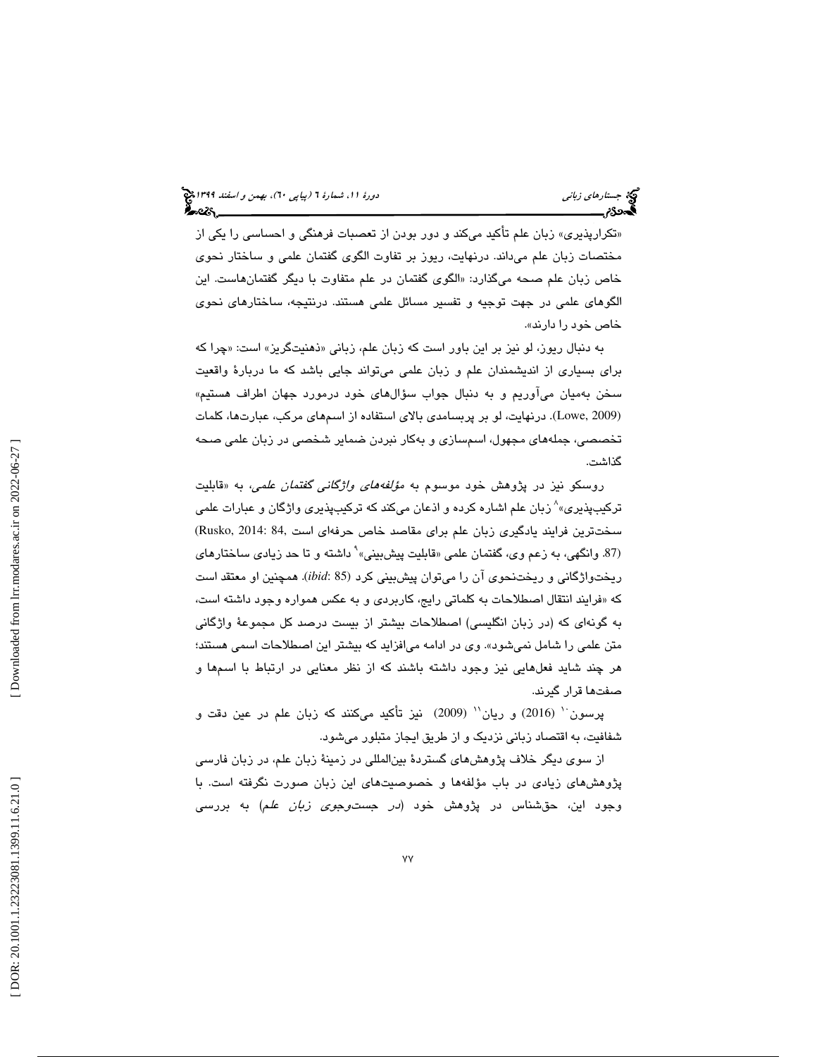«تکرارپذیری» زبان علم تأکید می‌کند و دور بودن از تعصبات فرهنگی و احساسی را یکی از مختصات زبان علم می‌داند. درنهایت، ریوز بر تفاوت الگوی گفتمان علمی و ساختار نحوی خاص زبان علم صحه می‌گذارد: «الگوی گفتمان در علم متفاوت با دیگر گفتمان‌هاست. این الگوهای علمی در جهت توجیه و تفسیر مسائل علمی هستند. درنتیجه، ساختارهای نحوی خاص خود را دارند».

به دنبال ریوز، لو نیز بر این باور است که زبان علم، زبانی «ذهنیت‌گریز» است: «چرا که برای بسیاری از اندیشمندان علم و زبان علمی می‌تواند جایی باشد که ما دربارهٔ واقعیت سخن به‌میان می‌آوریم و به دنبال جواب سؤال‌های خود درمورد جهان اطراف هستیم» (Lowe, 2009). درنهایت، لو بر پربسامدی بالای استفاده از اسم‌های مرکب، عبارت‌ها، کلمات تخصصی، جمله‌های مجهول، اسم‌سازی و به‌کار نبردن ضمایر شخصی در زبان علمی صحه گذاشت.

روسکو نیز در پژوهش خود موسوم به *مؤلفه‌های واژگانی گفتمان علمی*، به «قابلیت ترکیب‌پذیری»[8] زبان علم اشاره کرده و اذعان می‌کند که ترکیب‌پذیری واژگان و عبارات علمی سخت‌ترین فرایند یادگیری زبان علم برای مقاصد خاص حرفه‌ای است (Rusko, 2014: 84, 87). وانگهی، به زعم وی، گفتمان علمی «قابلیت پیش‌بینی»[9] داشته و تا حد زیادی ساختارهای ریخت‌واژگانی و ریخت‌نحوی آن را می‌توان پیش‌بینی کرد (*ibid*: 85). همچنین او معتقد است که «فرایند انتقال اصطلاحات به کلماتی رایج، کاربردی و به عکس همواره وجود داشته است، به گونه‌ای که (در زبان انگلیسی) اصطلاحات بیشتر از بیست درصد کل مجموعهٔ واژگانی متن علمی را شامل نمی‌شود». وی در ادامه می‌افزاید که بیشتر این اصطلاحات اسمی هستند؛ هر چند شاید فعل‌هایی نیز وجود داشته باشند که از نظر معنایی در ارتباط با اسم‌ها و صفت‌ها قرار گیرند.

پرسون[10] (2016) و ریان[11] (2009) نیز تأکید می‌کنند که زبان علم در عین دقت و شفافیت، به اقتصاد زبانی نزدیک و از طریق ایجاز متبلور می‌شود.

از سوی دیگر خلاف پژوهش‌های گستردهٔ بین‌المللی در زمینهٔ زبان علم، در زبان فارسی پژوهش‌های زیادی در باب مؤلفه‌ها و خصوصیت‌های این زبان صورت نگرفته است. با وجود این، حق‌شناس در پژوهش خود (*در جست‌وجوی زبان علم*) به بررسی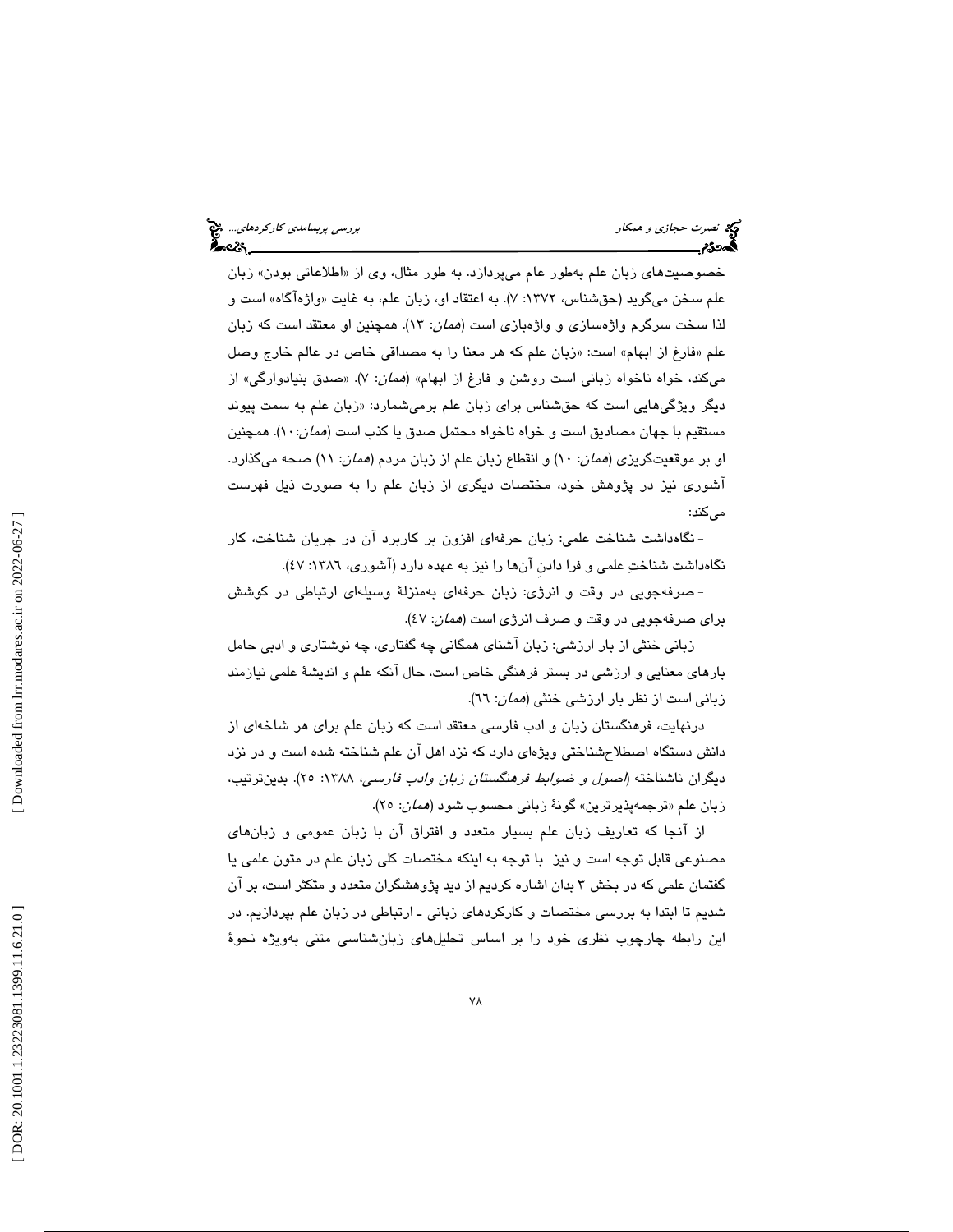خصوصیت‌های زبان علم به‌طور عام می‌پردازد. به طور مثال، وی از «اطلاعاتی بودن» زبان علم سخن می‌گوید (حق‌شناس، ۱۳۷۲: ۷). به اعتقاد او، زبان علم، به غایت «واژه‌آگاه» است و لذا سخت سرگرم واژه‌سازی و واژه‌بازی است (*همان*: ۱۳). همچنین او معتقد است که زبان علم «فارغ از ابهام» است: «زبان علم که هر معنا را به مصداقی خاص در عالم خارج وصل می‌کند، خواه ناخواه زبانی است روشن و فارغ از ابهام» (*همان*: ۷). «صدق بنیادوارگی» از دیگر ویژگی‌هایی است که حق‌شناس برای زبان علم برمی‌شمارد: «زبان علم به سمت پیوند مستقیم با جهان مصادیق است و خواه ناخواه محتمل صدق یا کذب است (*همان*:۱۰). همچنین او بر موقعیت‌گریزی (*همان*: ۱۰) و انقطاع زبان علم از زبان مردم (*همان*: ۱۱) صحه می‌گذارد. آشوری نیز در پژوهش خود، مختصات دیگری از زبان علم را به صورت ذیل فهرست می‌کند:

- نگاه‌داشت شناخت علمی: زبان حرفه‌ای افزون بر کاربرد آن در جریان شناخت، کار نگاه‌داشت شناختِ علمی و فرا دادنِ آن‌ها را نیز به عهده دارد (آشوری، ۱۳۸۶: ٤٧).

- صرفه‌جویی در وقت و انرژی: زبان حرفه‌ای به‌منزلهٔ وسیله‌ای ارتباطی در کوشش برای صرفه‌جویی در وقت و صرف انرژی است (*همان*: ٤٧).

- زبانی خنثی از بار ارزشی: زبان آشنای همگانی چه گفتاری، چه نوشتاری و ادبی حامل بارهای معنایی و ارزشی در بستر فرهنگی خاص است، حال آنکه علم و اندیشهٔ علمی نیازمند زبانی است از نظر بار ارزشی خنثی (*همان*: ٦٦).

درنهایت، فرهنگستان زبان و ادب فارسی معتقد است که زبان علم برای هر شاخه‌ای از دانش دستگاه اصطلاح‌شناختی ویژه‌ای دارد که نزد اهل آن علم شناخته شده است و در نزد دیگران ناشناخته (*اصول و ضوابط فرهنگستان زبان وادب فارسی*، ۱۳۸۸: ۲۵). بدین‌ترتیب، زبان علم «ترجمه‌پذیرترین» گونهٔ زبانی محسوب شود (*همان*: ۲۵).

از آنجا که تعاریف زبان علم بسیار متعدد و افتراق آن با زبان عمومی و زبان‌های مصنوعی قابل توجه است و نیز با توجه به اینکه مختصات کلی زبان علم در متون علمی یا گفتمان علمی که در بخش ۳ بدان اشاره کردیم از دید پژوهشگران متعدد و متکثر است، بر آن شدیم تا ابتدا به بررسی مختصات و کارکردهای زبانی ـ ارتباطی در زبان علم بپردازیم. در این رابطه چارچوب نظری خود را بر اساس تحلیل‌های زبان‌شناسی متنی به‌ویژه نحوهٔ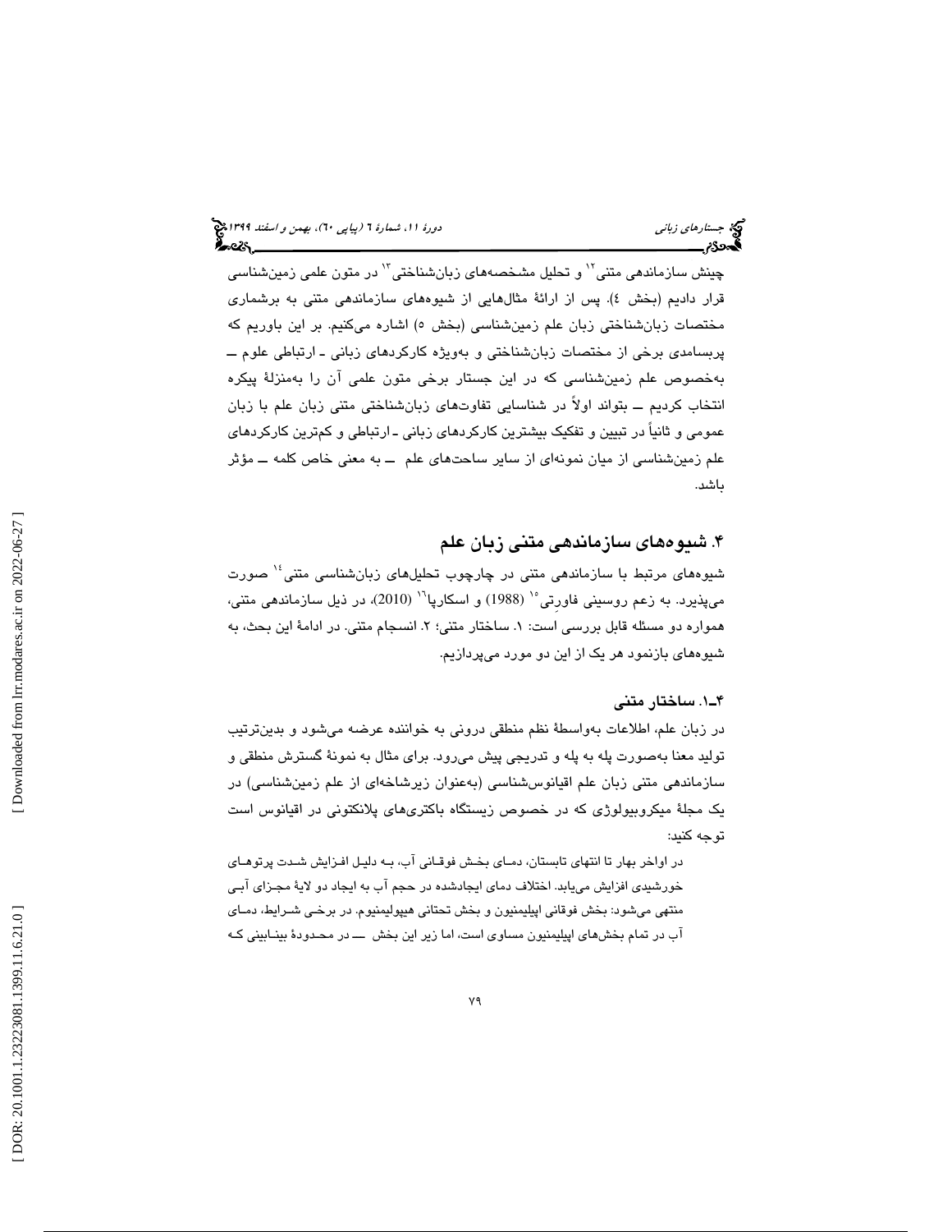چینش سازماندهی متنی[12] و تحلیل مشخصه‌های زبان‌شناختی[13] در متون علمی زمین‌شناسی قرار دادیم (بخش ۴). پس از ارائهٔ مثال‌هایی از شیوه‌های سازماندهی متنی به برشماری مختصات زبان‌شناختی زبان علم زمین‌شناسی (بخش ۵) اشاره می‌کنیم. بر این باوریم که پربسامدی برخی از مختصات زبان‌شناختی و به‌ویژه کارکردهای زبانی ـ ارتباطی علوم ــ به‌خصوص علم زمین‌شناسی که در این جستار برخی متون علمی آن را به‌منزلهٔ پیکره انتخاب کردیم ــ بتواند اولاً در شناسایی تفاوت‌های زبان‌شناختی متنی زبان علم با زبان عمومی و ثانیاً در تبیین و تفکیک بیشترین کارکردهای زبانی ـ ارتباطی و کم‌ترین کارکردهای علم زمین‌شناسی از میان نمونه‌ای از سایر ساحت‌های علم ــ به معنی خاص کلمه ــ مؤثر باشد.

## ۴. شیوه‌های سازماندهی متنی زبان علم

شیوه‌های مرتبط با سازماندهی متنی در چارچوب تحلیل‌های زبان‌شناسی متنی[14] صورت می‌پذیرد. به زعم روسینی فاورتی[15] (1988) و اسکارپا[16] (2010)، در ذیل سازماندهی متنی، همواره دو مسئله قابل بررسی است: ۱. ساختار متنی؛ ۲. انسجام متنی. در ادامهٔ این بحث، به شیوه‌های بازنمود هر یک از این دو مورد می‌پردازیم.

### ۴ـ۱. ساختار متنی

در زبان علم، اطلاعات به‌واسطهٔ نظم منطقی درونی به خواننده عرضه می‌شود و بدین‌ترتیب تولید معنا به‌صورت پله به پله و تدریجی پیش می‌رود. برای مثال به نمونهٔ گسترش منطقی و سازماندهی متنی زبان علم اقیانوس‌شناسی (به‌عنوان زیرشاخه‌ای از علم زمین‌شناسی) در یک مجلهٔ میکروبیولوژی که در خصوص زیستگاه باکتری‌های پلانکتونی در اقیانوس است توجه کنید:

در اواخر بهار تا انتهای تابستان، دمای بخش فوقانی آب، به دلیل افزایش شدت پرتوهای خورشیدی افزایش می‌یابد. اختلاف دمای ایجادشده در حجم آب به ایجاد دو لایهٔ مجزای آبی منتهی می‌شود: بخش فوقانی اپیلیمنیون و بخش تحتانی هیپولیمنیوم. در برخی شرایط، دمای آب در تمام بخش‌های اپیلیمنیون مساوی است، اما زیر این بخش ــ در محدودهٔ بینابینی که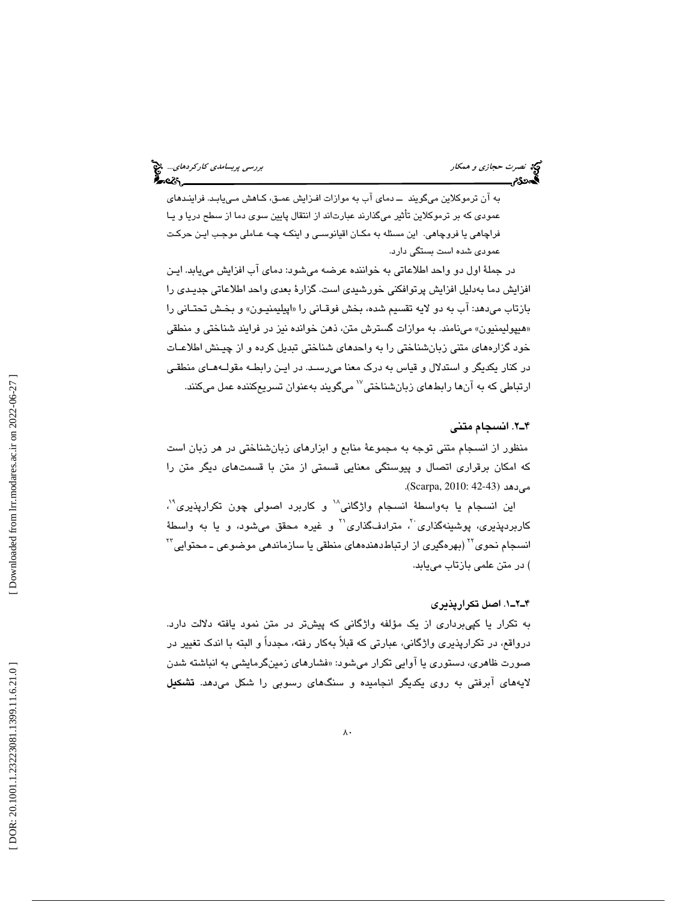به آن ترموکلاین می‌گویند ــ دمای آب به موازات افـزایش عمـق، کـاهش مـی‌یابـد. فراینـدهای عمودی که بر ترموکلاین تأثیر می‌گذارند عبارت‌اند از انتقال پایین سوی دما از سطح دریا و یـا فراچاهی یا فروچاهی. این مسئله به مکـان اقیانوسـی و اینکـه چـه عـاملی موجـب ایـن حرکت عمودی شده است بستگی دارد.

در جملۀ اول دو واحد اطلاعاتی به خواننده عرضه می‌شود: دمای آب افزایش می‌یابد. ایـن افزایش دما به‌دلیل افزایش پرتوافکنی خورشیدی است. گزارۀ بعدی واحد اطلاعاتی جدیـدی را بازتاب می‌دهد: آب به دو لایه تقسیم شده، بخش فوقـانی را «اپیلیمنیـون» و بخـش تحتـانی را «هیپولیمنیون» می‌نامند. به موازات گسترش متن، ذهن خواننده نیز در فرایند شناختی و منطقی خود گزاره‌های متنی زبان‌شناختی را به واحدهای شناختی تبدیل کرده و از چیـنش اطلاعـات در کنار یکدیگر و استدلال و قیاس به درک معنا می‌رسـد. در ایـن رابطـه مقولـه‌هـای منطقـی ارتباطی که به آن‌ها رابط‌های زبان‌شناختی[۱۷] می‌گویند به‌عنوان تسریع‌کننده عمل می‌کنند.

### ۴ـ۲. انسجام متنی

منظور از انسجام متنی توجه به مجموعۀ منابع و ابزارهای زبان‌شناختی در هر زبان است که امکان برقراری اتصال و پیوستگی معنایی قسمتی از متن با قسمت‌های دیگر متن را می‌دهد (Scarpa, 2010: 42-43).

این انسجام یا به‌واسطۀ انسجام واژگانی[۱۸] و کاربرد اصولی چون تکرارپذیری[۱۹]، کاربردپذیری، پوشینه‌گذاری[۲۰]، مترادف‌گذاری[۲۱] و غیره محقق می‌شود، و یا به واسطۀ انسجام نحوی[۲۲] (بهره‌گیری از ارتباط‌دهنده‌های منطقی یا سازماندهی موضوعی ـ محتوایی[۲۳]) در متن علمی بازتاب می‌یابد.

#### ۴ـ۲ـ۱. اصل تکرارپذیری

به تکرار یا کپی‌برداری از یک مؤلفه واژگانی که پیشتر در متن نمود یافته دلالت دارد. درواقع، در تکرارپذیری واژگانی، عبارتی که قبلاً به‌کار رفته، مجدداً و البته با اندک تغییر در صورت ظاهری، دستوری یا آوایی تکرار می‌شود: «فشارهای زمین‌گرمایشی به انباشته شدن لایه‌های آبرفتی به روی یکدیگر انجامیده و سنگ‌های رسوبی را شکل می‌دهد. **تشکیل**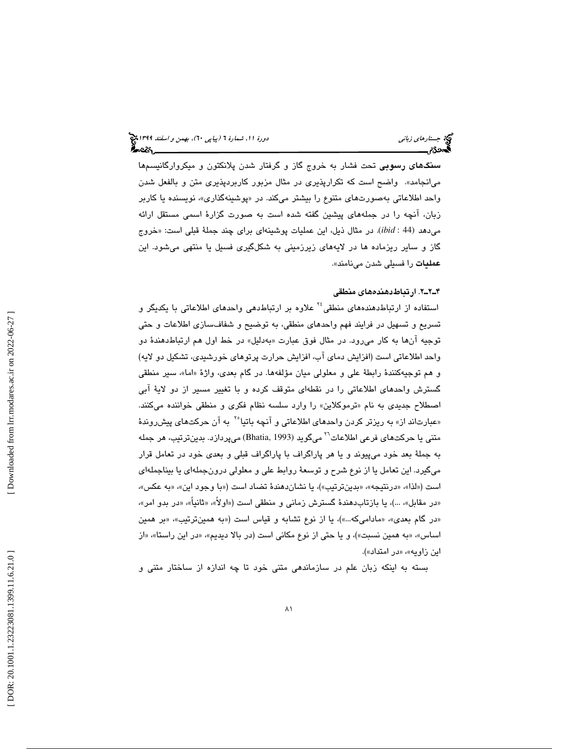**سنگ‌های رسوبی** تحت فشار به خروج گاز و گرفتار شدن پلانکتون و میکروارگانیسم‌ها می‌انجامد». واضح است که تکرارپذیری در مثال مزبور کاربردپذیری متن و بالفعل شدن واحد اطلاعاتی به‌صورت‌های متنوع را بیشتر می‌کند. در «پوشینه‌گذاری»، نویسنده یا کاربر زبان، آنچه را در جمله‌های پیشین گفته شده است به صورت گزارهٔ اسمی مستقل ارائه می‌دهد (*ibid* : 44). در مثال ذیل، این عملیات پوشینه‌ای برای چند جملهٔ قبلی است: «خروج گاز و سایر ریزماده ها در لایه‌های زیرزمینی به شکل‌گیری فسیل یا منتهی می‌شود. این **عملیات** را فسیلی شدن می‌نامند».

### ۴ـ۲ـ۲. ارتباط‌دهنده‌های منطقی

استفاده از ارتباط‌دهنده‌های منطقی[24] علاوه بر ارتباط‌دهی واحدهای اطلاعاتی با یکدیگر و تسریع و تسهیل در فرایند فهم واحدهای منطقی، به توضیح و شفاف‌سازی اطلاعات و حتی توجیه آن‌ها به کار می‌رود. در مثال فوق عبارت «به‌دلیل» در خط اول هم ارتباط‌دهندهٔ دو واحد اطلاعاتی است (افزایش دمای آب، افزایش حرارت پرتوهای خورشیدی، تشکیل دو لایه) و هم توجیه‌کنندهٔ رابطهٔ علی و معلولی میان مؤلفه‌ها. در گام بعدی، واژهٔ «اما»، سیر منطقی گسترش واحدهای اطلاعاتی را در نقطه‌ای متوقف کرده و با تغییر مسیر از دو لایهٔ آبی اصطلاح جدیدی به نام «ترموکلاین» را وارد سلسه نظام فکری و منطقی خواننده می‌کنند. «عبارت‌اند از» به ریزتر کردن واحدهای اطلاعاتی و آنچه باتیا[25] به آن حرکت‌های پیش‌روندهٔ متنی یا حرکت‌های فرعی اطلاعات[26] می‌گوید (Bhatia, 1993) می‌پردازد. بدین‌ترتیب، هر جمله به جملهٔ بعد خود می‌پیوند و یا هر پاراگراف با پاراگراف قبلی و بعدی خود در تعامل قرار می‌گیرد. این تعامل یا از نوع شرح و توسعهٔ روابط علی و معلولی درون‌جمله‌ای یا بیناجمله‌ای است («لذا»، «درنتیجه»، «بدین‌ترتیب»)، یا نشان‌دهندهٔ تضاد است («با وجود این»، «به عکس»، «در مقابل»، ...)، یا بازتاب‌دهندهٔ گسترش زمانی و منطقی است («اولاً»، «ثانیاً»، «در بدو امر»، «در گام بعدی»، «مادامی‌که...»)، یا از نوع تشابه و قیاس است («به همین‌ترتیب»، «بر همین اساس»، «به همین نسبت»)، و یا حتی از نوع مکانی است (در بالا دیدیم»، «در این راستا»، «از این زاویه»، «در امتداد»).

بسته به اینکه زبان علم در سازماندهی متنی خود تا چه اندازه از ساختار متنی و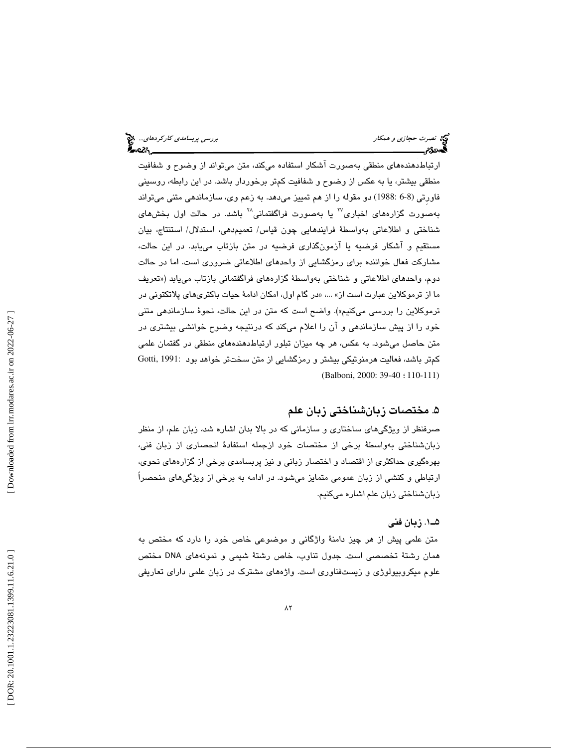ارتباط‌دهنده‌های منطقی به‌صورت آشکار استفاده می‌کند، متن می‌تواند از وضوح و شفافیت منطقی بیشتر، یا به عکس از وضوح و شفافیت کم‌تر برخوردار باشد. در این رابطه، روسینی فاورتی (8-6 :1988) دو مقوله را از هم تمییز می‌دهد. به زعم وی، سازماندهی متنی می‌تواند به‌صورت گزاره‌های اخباری[۲۷] یا به‌صورت فراگفتمانی[۲۸] باشد. در حالت اول بخش‌های شناختی و اطلاعاتی به‌واسطهٔ فرایندهایی چون قیاس/ تعمیم‌دهی، استدلال/ استنتاج، بیان مستقیم و آشکار فرضیه یا آزمون‌گذاری فرضیه در متن بازتاب می‌یابد. در این حالت، مشارکت فعال خواننده برای رمزگشایی از واحدهای اطلاعاتی ضروری است. اما در حالت دوم، واحدهای اطلاعاتی و شناختی به‌واسطهٔ گزاره‌های فراگفتمانی بازتاب می‌یابد («تعریف ما از ترموکلاین عبارت است از» ...، «در گام اول، امکان ادامهٔ حیات باکتری‌های پلاتکتونی در ترموکلاین را بررسی می‌کنیم»). واضح است که متن در این حالت، نحوهٔ سازماندهی متنی خود را از پیش سازماندهی و آن را اعلام می‌کند که درنتیجه وضوح خوانشی بیشتری در متن حاصل می‌شود. به عکس، هر چه میزان تبلور ارتباط‌دهنده‌های منطقی در گفتمان علمی کم‌تر باشد، فعالیت هرمنوتیکی بیشتر و رمزگشایی از متن سخت‌تر خواهد بود :Gotti, 1991 (Balboni, 2000: 39-40 ؛ 110-111)

## ۵. مختصات زبان‌شناختی زبان علم

صرفنظر از ویژگی‌های ساختاری و سازمانی که در بالا بدان اشاره شد، زبان علم، از منظر زبان‌شناختی به‌واسطهٔ برخی از مختصات خود ازجمله استفادهٔ انحصاری از زبان فنی، بهره‌گیری حداکثری از اقتصاد و اختصار زبانی و نیز پربسامدی برخی از گزاره‌های نحوی، ارتباطی و کنشی از زبان عمومی متمایز می‌شود. در ادامه به برخی از ویژگی‌های منحصراً زبان‌شناختی زبان علم اشاره می‌کنیم.

### ۵ـ۱. زبان فنی

متن علمی پیش از هر چیز دامنهٔ واژگانی و موضوعی خاص خود را دارد که مختص به همان رشتهٔ تخصصی است. جدول تناوب، خاص رشتهٔ شیمی و نمونه‌های DNA مختص علوم میکروبیولوژی و زیست‌فناوری است. واژه‌های مشترک در زبان علمی دارای تعاریفی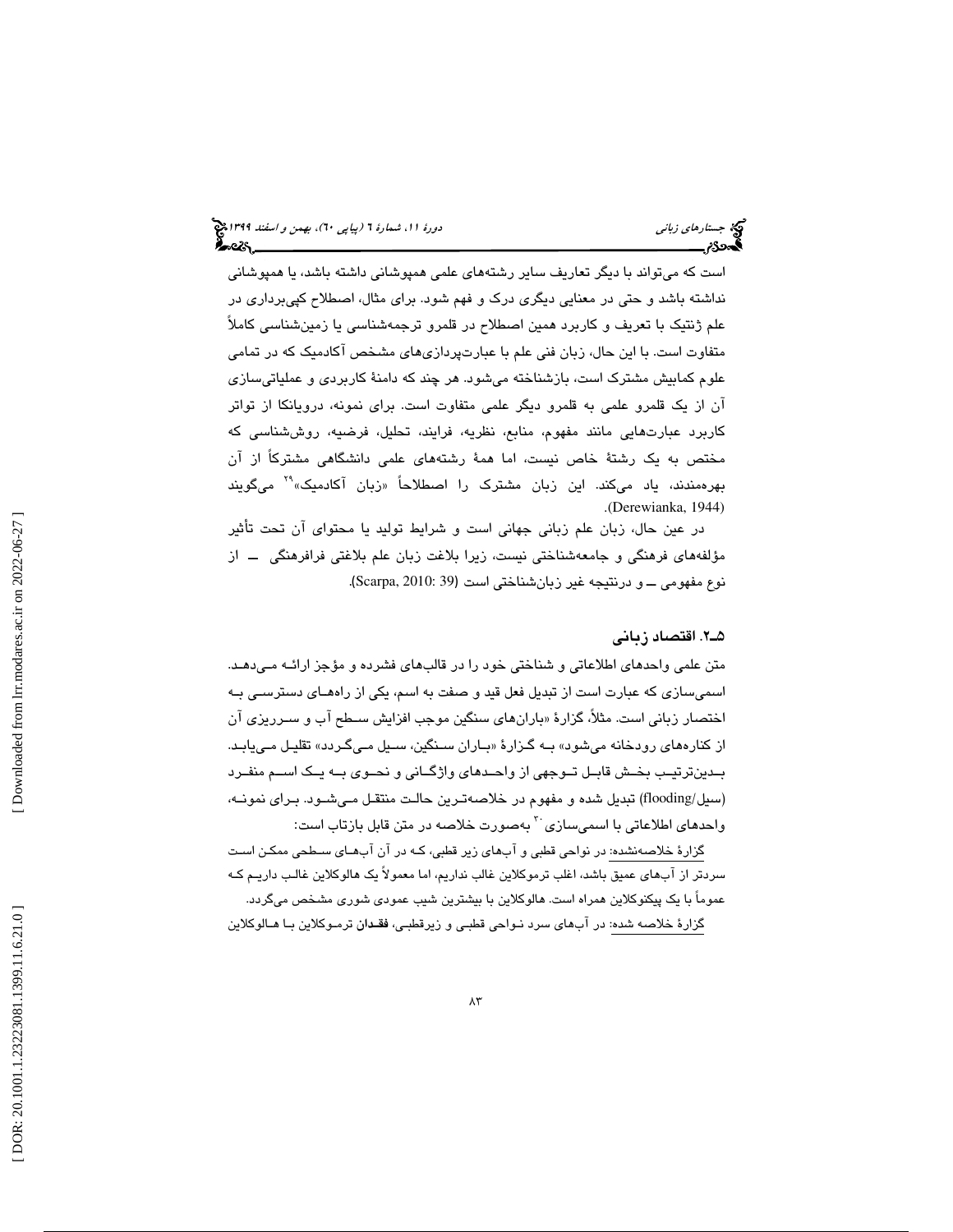است که می‌تواند با دیگر تعاریف سایر رشته‌های علمی همپوشانی داشته باشد، یا همپوشانی نداشته باشد و حتی در معنایی دیگری درک و فهم شود. برای مثال، اصطلاح کپی‌برداری در علم ژنتیک با تعریف و کاربرد همین اصطلاح در قلمرو ترجمه‌شناسی یا زمین‌شناسی کاملاً متفاوت است. با این حال، زبان فنی علم با عبارت‌پردازی‌های مشخص آکادمیک که در تمامی علوم کمابیش مشترک است، بازشناخته می‌شود. هر چند که دامنهٔ کاربردی و عملیاتی‌سازی آن از یک قلمرو علمی به قلمرو دیگر علمی متفاوت است. برای نمونه، درویانکا از تواتر کاربرد عبارت‌هایی مانند مفهوم، منابع، نظریه، فرایند، تحلیل، فرضیه، روش‌شناسی که مختص به یک رشتهٔ خاص نیست، اما همهٔ رشته‌های علمی دانشگاهی مشترکاً از آن بهره‌مندند، یاد می‌کند. این زبان مشترک را اصطلاحاً «زبان آکادمیک»[29] می‌گویند (Derewianka, 1944).

در عین حال، زبان علم زبانی جهانی است و شرایط تولید یا محتوای آن تحت تأثیر مؤلفه‌های فرهنگی و جامعه‌شناختی نیست، زیرا بلاغت زبان علم بلاغتی فرافرهنگی ــ از نوع مفهومی ــ و درنتیجه غیر زبان‌شناختی است (Scarpa, 2010: 39).

### ۵ـ۲. اقتصاد زبانی

متن علمی واحدهای اطلاعاتی و شناختی خود را در قالب‌های فشرده و مؤجز ارائه می‌دهد. اسمی‌سازی که عبارت است از تبدیل فعل قید و صفت به اسم، یکی از راه‌های دسترسی به اختصار زبانی است. مثلاً، گزارهٔ «باران‌های سنگین موجب افزایش سطح آب و سرریزی آن از کناره‌های رودخانه می‌شود» به گزارهٔ «باران سنگین، سیل می‌گردد» تقلیل می‌یابد. بدین‌ترتیب بخش قابل توجهی از واحدهای واژگانی و نحوی به یک اسم منفرد (سیل/flooding) تبدیل شده و مفهوم در خلاصه‌ترین حالت منتقل می‌شود. برای نمونه، واحدهای اطلاعاتی با اسمی‌سازی[30] به‌صورت خلاصه در متن قابل بازتاب است:

گزارهٔ خلاصه‌نشده: در نواحی قطبی و آب‌های زیر قطبی، که در آن آب‌های سطحی ممکن است سردتر از آب‌های عمیق باشد، اغلب ترموکلاین غالب نداریم، اما معمولاً یک هالوکلاین غالب داریم که عموماً با یک پیکنوکلاین همراه است. هالوکلاین با بیشترین شیب عمودی شوری مشخص می‌گردد.

گزارهٔ خلاصه شده: در آب‌های سرد نواحی قطبی و زیرقطبی، **فقدان** ترموکلاین با هالوکلاین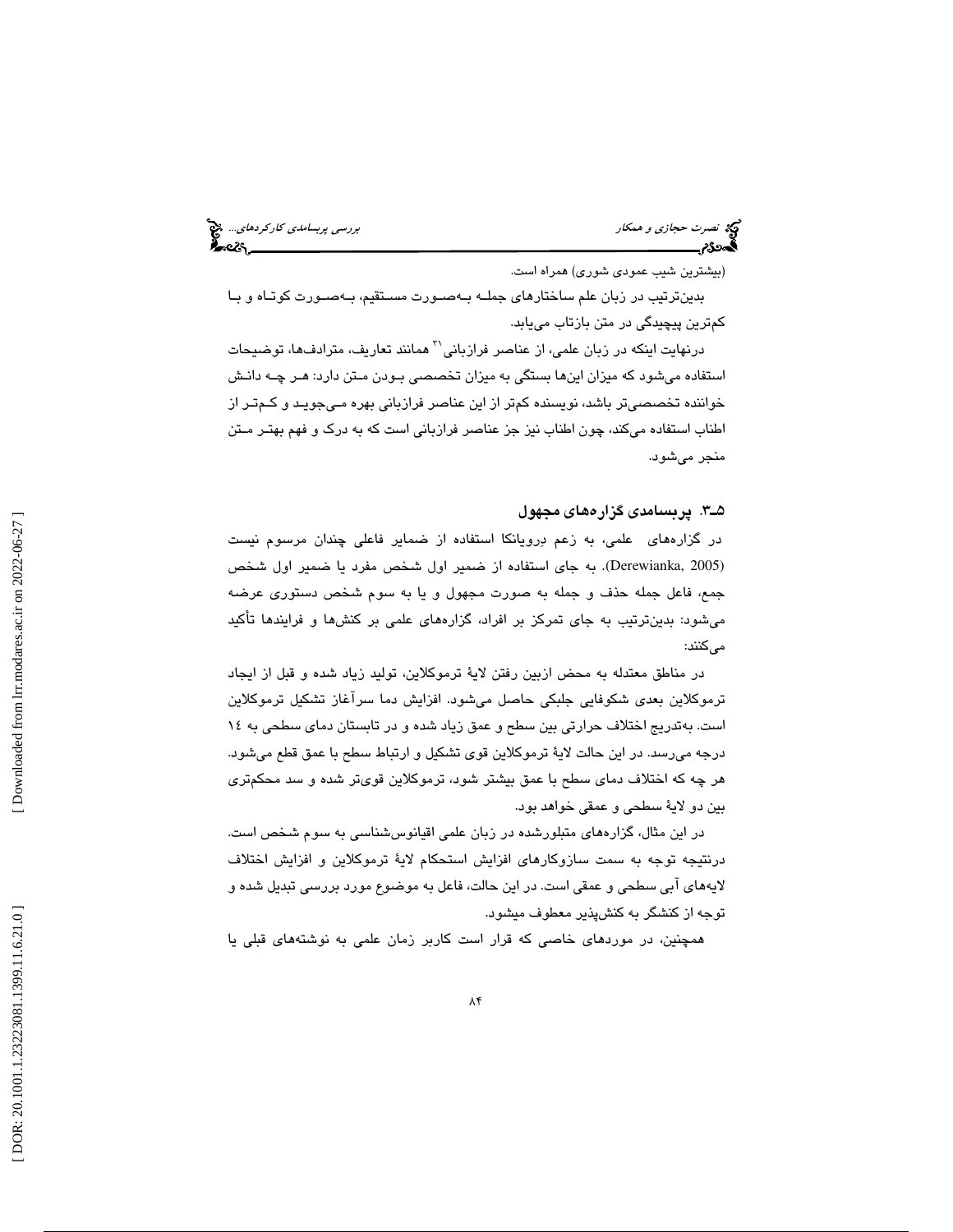(بیشترین شیب عمودی شوری) همراه است.

بدین‌ترتیب در زبان علم ساختارهای جملـه بـه‌صـورت مسـتقیم، بـه‌صـورت کوتـاه و بـا کم‌ترین پیچیدگی در متن بازتاب می‌یابد.

درنهایت اینکه در زبان علمی، از عناصر فرازبانی[31] همانند تعاریف، مترادف‌ها، توضیحات استفاده می‌شود که میزان این‌ها بستگی به میزان تخصصی بـودن مـتن دارد: هـر چـه دانـش خواننده تخصصی‌تر باشد، نویسنده کم‌تر از این عناصر فرازبانی بهره مـی‌جویـد و کـم‌تـر از اطناب استفاده می‌کند، چون اطناب نیز جز عناصر فرازبانی است که به درک و فهم بهتـر مـتن منجر می‌شود.

## ۵ـ۳. پربسامدی گزاره‌های مجهول

در گزاره‌های علمی، به زعم دِرِویانکا استفاده از ضمایر فاعلی چندان مرسوم نیست (Derewianka, 2005). به جای استفاده از ضمیر اول شخص مفرد یا ضمیر اول شخص جمع، فاعل جمله حذف و جمله به صورت مجهول و یا به سوم شخص دستوری عرضه می‌شود: بدین‌ترتیب به جای تمرکز بر افراد، گزاره‌های علمی بر کنش‌ها و فرایندها تأکید می‌کنند:

در مناطق معتدله به محض ازبین رفتن لایۀ ترموکلاین، تولید زیاد شده و قبل از ایجاد ترموکلاین بعدی شکوفایی جلبکی حاصل می‌شود. افزایش دما سرآغاز تشکیل ترموکلاین است. به‌تدریج اختلاف حرارتی بین سطح و عمق زیاد شده و در تابستان دمای سطحی به ١٤ درجه می‌رسد. در این حالت لایۀ ترموکلاین قوی تشکیل و ارتباط سطح با عمق قطع می‌شود. هر چه که اختلاف دمای سطح با عمق بیشتر شود، ترموکلاین قوی‌تر شده و سد محکم‌تری بین دو لایۀ سطحی و عمقی خواهد بود.

در این مثال، گزاره‌های متبلورشده در زبان علمی اقیانوس‌شناسی به سوم شخص است. درنتیجه توجه به سمت سازوکارهای افزایش استحکام لایۀ ترموکلاین و افزایش اختلاف لایه‌های آبی سطحی و عمقی است. در این حالت، فاعل به موضوع مورد بررسی تبدیل شده و توجه از کنشگر به کنش‌پذیر معطوف میشود.

همچنین، در موردهای خاصی که قرار است کاربر زمان علمی به نوشته‌های قبلی یا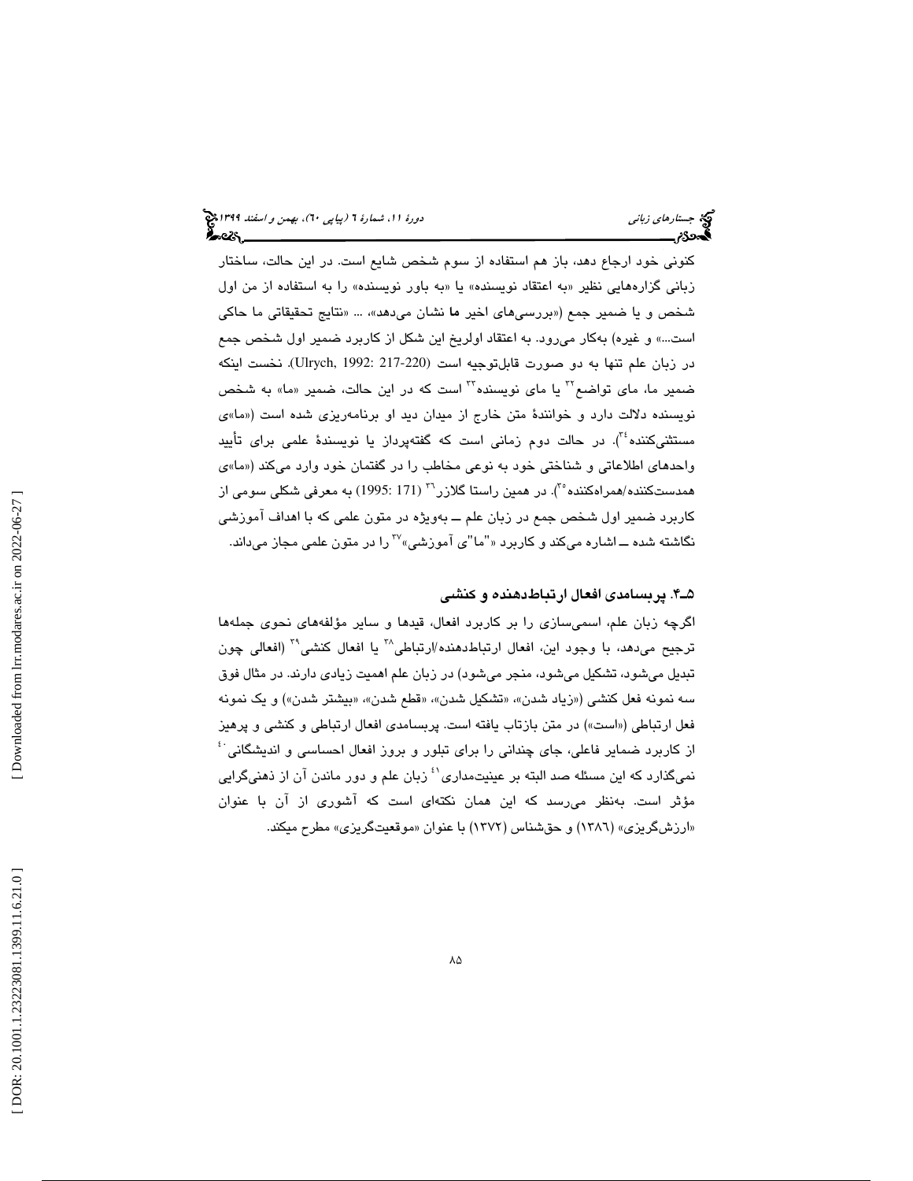کنونی خود ارجاع دهد، باز هم استفاده از سوم شخص شایع است. در این حالت، ساختار زبانی گزاره‌هایی نظیر «به اعتقاد نویسنده» یا «به باور نویسنده» را به استفاده از من اول شخص و یا ضمیر جمع («بررسی‌های اخیر **ما** نشان می‌دهد»، ... «نتایج تحقیقاتی ما حاکی است...» و غیره) به‌کار می‌رود. به اعتقاد اولریخ این شکل از کاربرد ضمیر اول شخص جمع در زبان علم تنها به دو صورت قابل‌توجیه است (Ulrych, 1992: 217-220). نخست اینکه ضمیر ما، مای تواضع[٣٢] یا مای نویسنده[٣٣] است که در این حالت، ضمیر «ما» به شخص نویسنده دلالت دارد و خوانندهٔ متن خارج از میدان دید او برنامه‌ریزی شده است («ما»ی مستثنی‌کننده[٣٤]). در حالت دوم زمانی است که گفته‌پرداز یا نویسندهٔ علمی برای تأیید واحدهای اطلاعاتی و شناختی خود به نوعی مخاطب را در گفتمان خود وارد می‌کند («ما»ی همدست‌کننده/همراه‌کننده[٣٥]). در همین راستا گلازر[٣٦] (171 :1995) به معرفی شکلی سومی از کاربرد ضمیر اول شخص جمع در زبان علم ــ به‌ویژه در متون علمی که با اهداف آموزشی نگاشته شده ــ اشاره می‌کند و کاربرد «"ما"ی آموزشی»[٣٧] را در متون علمی مجاز می‌داند.

## ۵ـ۴. پربسامدی افعال ارتباط‌دهنده و کنشی

اگرچه زبان علم، اسمی‌سازی را بر کاربرد افعال، قیدها و سایر مؤلفه‌های نحوی جمله‌ها ترجیح می‌دهد، با وجود این، افعال ارتباط‌دهنده/ارتباطی[٣٨] یا افعال کنشی[٣٩] (افعالی چون تبدیل می‌شود، تشکیل می‌شود، منجر می‌شود) در زبان علم اهمیت زیادی دارند. در مثال فوق سه نمونه فعل کنشی («زیاد شدن»، «تشکیل شدن»، «قطع شدن»، «بیشتر شدن») و یک نمونه فعل ارتباطی («است») در متن بازتاب یافته است. پربسامدی افعال ارتباطی و کنشی و پرهیز از کاربرد ضمایر فاعلی، جای چندانی را برای تبلور و بروز افعال احساسی و اندیشگانی[٤٠] نمی‌گذارد که این مسئله صد البته بر عینیت‌مداری[٤١] زبان علم و دور ماندن آن از ذهنی‌گرایی مؤثر است. به‌نظر می‌رسد که این همان نکته‌ای است که آشوری از آن با عنوان «ارزش‌گریزی» (١٣٨٦) و حق‌شناس (١٣٧٢) با عنوان «موقعیت‌گریزی» مطرح میکند.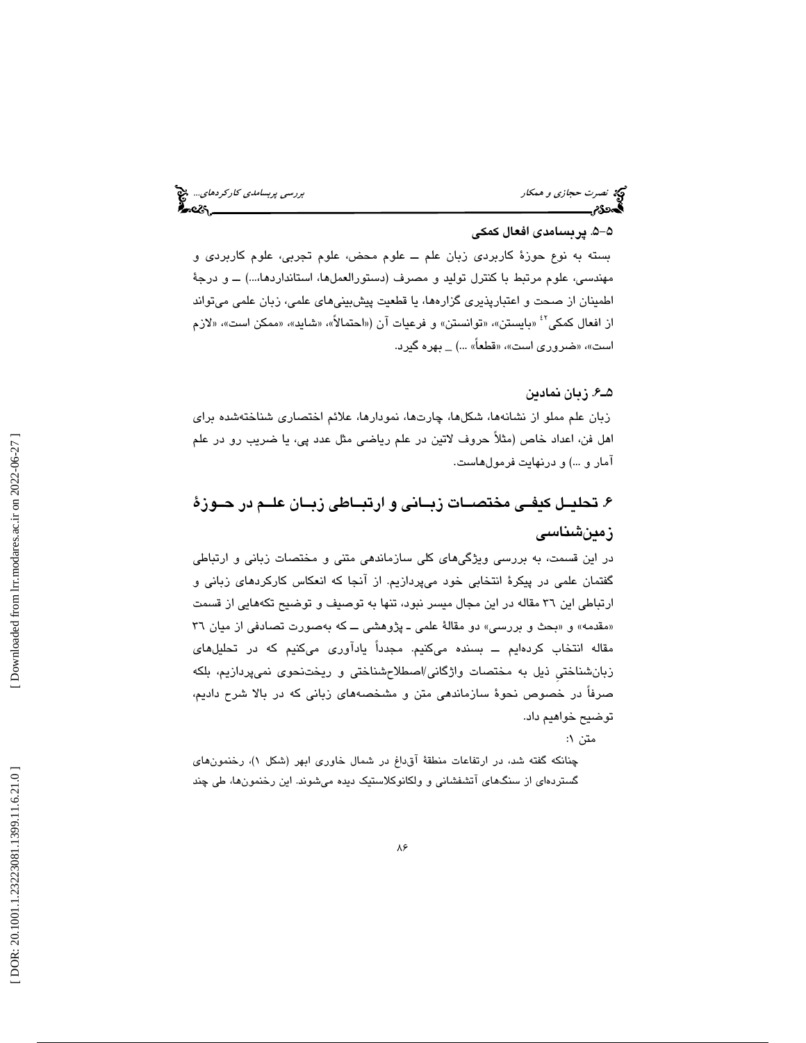### ۵-۵. پربسامدی افعال کمکی

بسته به نوع حوزهٔ کاربردی زبان علم ــ علوم محض، علوم تجربی، علوم کاربردی و مهندسی، علوم مرتبط با کنترل تولید و مصرف (دستورالعمل‌ها، استانداردها،...) ــ و درجهٔ اطمینان از صحت و اعتبارپذیری گزاره‌ها، یا قطعیت پیش‌بینی‌های علمی، زبان علمی می‌تواند از افعال کمکی[۴۴] «بایستن»، «توانستن» و فرعیات آن («احتمالاً»، «شاید»، «ممکن است»، «لازم است»، «ضروری است»، «قطعاً» ...) ـ بهره گیرد.

### ۵ـ۶. زبان نمادین

زبان علم مملو از نشانه‌ها، شکل‌ها، چارت‌ها، نمودارها، علائم اختصاری شناخته‌شده برای اهل فن، اعداد خاص (مثلاً حروف لاتین در علم ریاضی مثل عدد پی، یا ضریب رو در علم آمار و ...) و درنهایت فرمول‌هاست.

## ۶. تحلیل کیفی مختصات زبانی و ارتباطی زبان علم در حوزهٔ زمین‌شناسی

در این قسمت، به بررسی ویژگی‌های کلی سازماندهی متنی و مختصات زبانی و ارتباطی گفتمان علمی در پیکرهٔ انتخابی خود می‌پردازیم. از آنجا که انعکاس کارکردهای زبانی و ارتباطی این ۳۶ مقاله در این مجال میسر نبود، تنها به توصیف و توضیح تکه‌هایی از قسمت «مقدمه» و «بحث و بررسی» دو مقالهٔ علمی ـ پژوهشی ــ که به‌صورت تصادفی از میان ۳۶ مقاله انتخاب کرده‌ایم ــ بسنده می‌کنیم. مجدداً یادآوری می‌کنیم که در تحلیل‌های زبان‌شناختیِ ذیل به مختصات واژگانی/اصطلاح‌شناختی و ریخت‌نحوی نمی‌پردازیم، بلکه صرفاً در خصوص نحوهٔ سازماندهی متن و مشخصه‌های زبانی که در بالا شرح دادیم، توضیح خواهیم داد.

متن ۱:

چنانکه گفته شد، در ارتفاعات منطقهٔ آق‌داغ در شمال خاوری ابهر (شکل ۱)، رخنمون‌های گسترده‌ای از سنگ‌های آتشفشانی و ولکانوکلاستیک دیده می‌شوند. این رخنمون‌ها، طی چند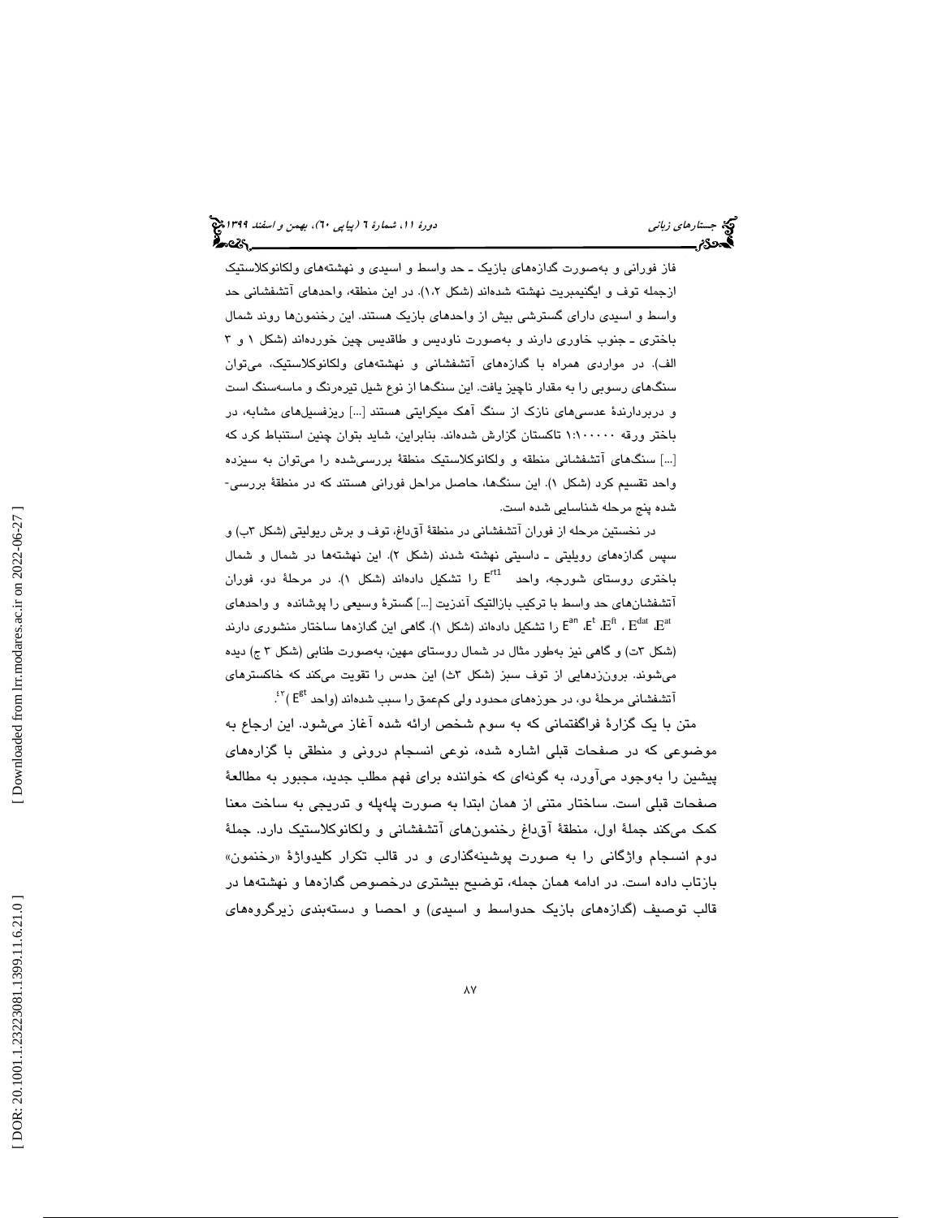فاز فورانی و به‌صورت گدازه‌های بازیک ـ حد واسط و اسیدی و نهشته‌های ولکانوکلاستیک ازجمله توف و ایگنیمبریت نهشته شده‌اند (شکل ۱،۲). در این منطقه، واحدهای آتشفشانی حد واسط و اسیدی دارای گسترشی بیش از واحدهای بازیک هستند. این رخنمون‌ها روند شمال باختری ـ جنوب خاوری دارند و به‌صورت ناودیس و طاقدیس چین خورده‌اند (شکل ۱ و ۳ الف). در مواردی همراه با گدازه‌های آتشفشانی و نهشته‌های ولکانوکلاستیک، می‌توان سنگ‌های رسوبی را به مقدار ناچیز یافت. این سنگ‌ها از نوع شیل تیره‌رنگ و ماسه‌سنگ است و دربردارندهٔ عدسی‌های نازک از سنگ آهک میکرایتی هستند [...] ریزفسیل‌های مشابه، در باختر ورقه ۱:۱۰۰۰۰۰ تاکستان گزارش شده‌اند. بنابراین، شاید بتوان چنین استنباط کرد که [...] سنگ‌های آتشفشانی منطقه و ولکانوکلاستیک منطقهٔ بررسی‌شده را می‌توان به سیزده واحد تقسیم کرد (شکل ۱). این سنگ‌ها، حاصل مراحل فورانی هستند که در منطقهٔ بررسی‌شده پنج مرحله شناسایی شده است.

در نخستین مرحله از فوران آتشفشانی در منطقهٔ آق‌داغ، توف و برش ریولیتی (شکل ۳ب) و سپس گدازه‌های ریولیتی ـ داسیتی نهشته شدند (شکل ۲). این نهشته‌ها در شمال و شمال باختری روستای شورجه، واحد $E^{rt1}$ را تشکیل داده‌اند (شکل ۱). در مرحلهٔ دو، فوران آتشفشان‌های حد واسط با ترکیب بازالتیک آندزیت [...] گسترهٔ وسیعی را پوشانده و واحدهای $E^{at}$، $E^{dat}$، $E^{ft}$، $E^{t}$، $E^{an}$ را تشکیل داده‌اند (شکل ۱). گاهی این گدازه‌ها ساختار منشوری دارند (شکل ۳ت) و گاهی نیز به‌طور مثال در شمال روستای مهین، به‌صورت طنابی (شکل ۳ ج) دیده می‌شوند. برون‌زدهایی از توف سبز (شکل ۳ث) این حدس را تقویت می‌کند که خاکسترهای آتشفشانی مرحلهٔ دو، در حوزه‌های محدود ولی کم‌عمق را سبب شده‌اند (واحد $E^{gt}$)[۴].

متن با یک گزارهٔ فراگفتمانی که به سوم شخص ارائه شده آغاز می‌شود. این ارجاع به موضوعی که در صفحات قبلی اشاره شده، نوعی انسجام درونی و منطقی با گزاره‌های پیشین را به‌وجود می‌آورد، به گونه‌ای که خواننده برای فهم مطلب جدید، مجبور به مطالعهٔ صفحات قبلی است. ساختار متنی از همان ابتدا به صورت پله‌پله و تدریجی به ساخت معنا کمک می‌کند جملهٔ اول، منطقهٔ آق‌داغ رخنمون‌های آتشفشانی و ولکانوکلاستیک دارد. جملهٔ دوم انسجام واژگانی را به صورت پوشینه‌گذاری و در قالب تکرار کلیدواژهٔ «رخنمون» بازتاب داده است. در ادامه همان جمله، توضیح بیشتری درخصوص گدازه‌ها و نهشته‌ها و در قالب توصیف (گدازه‌های بازیک حدواسط و اسیدی) و احصا و دسته‌بندی زیرگروه‌های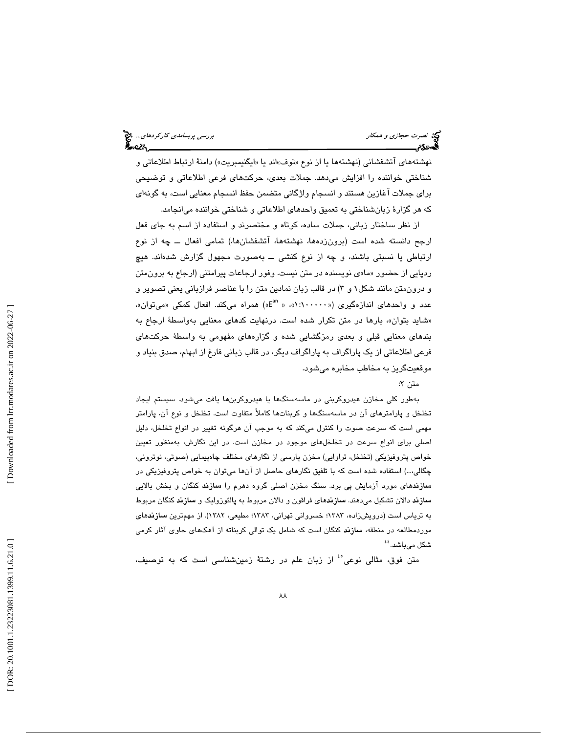نهشته‌های آتشفشانی (نهشته‌ها یا از نوع «توف»اند یا «ایگنیمبریت») دامنهٔ ارتباط اطلاعاتی و شناختی خواننده را افزایش می‌دهد. جملات بعدی، حرکت‌های فرعی اطلاعاتی و توضیحی برای جملات آغازین هستند و انسجام واژگانی متضمن حفظ انسجام معنایی است، به گونه‌ای که هر گزارهٔ زبان‌شناختی به تعمیق واحدهای اطلاعاتی و شناختی خواننده می‌انجامد.

از نظر ساختار زبانی، جملات ساده، کوتاه و مختصرند و استفاده از اسم به جای فعل ارجح دانسته شده است (برون‌زده‌ها، نهشته‌ها، آتشفشان‌ها،) تمامی افعال ــ چه از نوع ارتباطی یا نسبتی باشند، و چه از نوع کنشی ــ به‌صورت مجهول گزارش شده‌اند. هیچ ردپایی از حضور «ما»ی نویسنده در متن نیست. وفور ارجاعات پیرامتنی (ارجاع به برون‌متن و درون‌متن مانند شکل۱ و ۳) در قالب زبان نمادین متن را با عناصر فرازبانی یعنی تصویر و عدد و واحدهای اندازه‌گیری («۱:۱۰۰۰۰۰»، «$E^{an}$») همراه می‌کند. افعال کمکی «می‌توان»، «شاید بتوان»، بارها در متن تکرار شده است. درنهایت کدهای معنایی به‌واسطهٔ ارجاع به بندهای معنایی قبلی و بعدی رمزگشایی شده و گزاره‌های مفهومی به واسطهٔ حرکت‌های فرعی اطلاعاتی از یک پاراگراف به پاراگراف دیگر، در قالب زبانی فارغ از ابهام، صدق بنیاد و موقعیت‌گریز به مخاطب مخابره می‌شود.

متن ۲:

به‌طور کلی مخازن هیدروکربنی در ماسه‌سنگ‌ها یا هیدروکربن‌ها یافت می‌شود. سیستم ایجاد تخلخل و پارامترهای آن در ماسه‌سنگ‌ها و کربنات‌ها کاملاً متفاوت است. تخلخل و نوع آن، پارامتر مهمی است که سرعت صوت را کنترل می‌کند که به موجب آن هرگونه تغییر در انواع تخلخل، دلیل اصلی برای انواع سرعت در تخلخل‌های موجود در مخازن است. در این نگارش، به‌منظور تعیین خواص پتروفیزیکی (تخلخل، تراوایی) مخزن پارسی از نگارهای مختلف چاه‌پیمایی (صوتی، نوترونی، چگالی،...) استفاده شده است که با تلفیق نگارهای حاصل از آن‌ها می‌توان به خواص پتروفیزیکی در **سازند**های مورد آزمایش پی برد. سنگ مخزن اصلی گروه دهرم را **سازند** کنگان و بخش بالایی **سازند** دالان تشکیل می‌دهند. **سازند**های فراقون و دالان مربوط به پالئوزولیک و **سازند** کنگان مربوط به تریاس است (درویش‌زاده، ۱۳۸۳؛ خسروانی تهرانی، ۱۳۸۳؛ مطیعی، ۱۳۸۲). از مهم‌ترین **سازند**های موردمطالعه در منطقه، **سازند** کنگان است که شامل یک توالی کربناته از آهک‌های حاوی آثار کرمی شکل می‌باشد.[44]

متن فوق، مثالی نوعی[45] از زبان علم در رشتهٔ زمین‌شناسی است که به توصیف،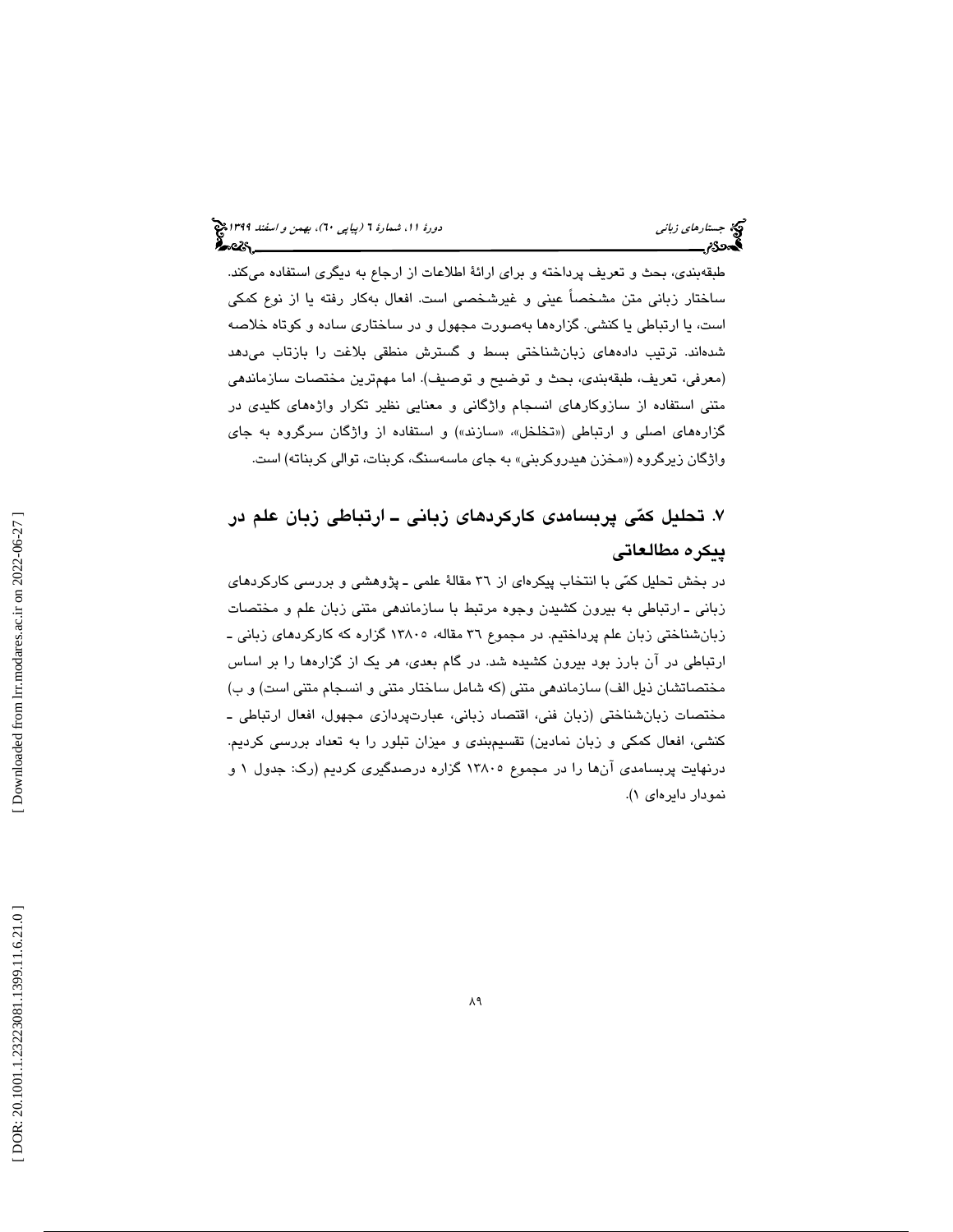طبقه‌بندی، بحث و تعریف پرداخته و برای ارائهٔ اطلاعات از ارجاع به دیگری استفاده می‌کند. ساختار زبانی متن مشخصاً عینی و غیرشخصی است. افعال به‌کار رفته یا از نوع کمکی است، یا ارتباطی یا کنشی. گزاره‌ها به‌صورت مجهول و در ساختاری ساده و کوتاه خلاصه شده‌اند. ترتیب داده‌های زبان‌شناختی بسط و گسترش منطقی بلاغت را بازتاب می‌دهد (معرفی، تعریف، طبقه‌بندی، بحث و توضیح و توصیف). اما مهم‌ترین مختصات سازماندهی متنی استفاده از سازوکارهای انسجام واژگانی و معنایی نظیر تکرار واژه‌های کلیدی در گزاره‌های اصلی و ارتباطی («تخلخل»، «سازند») و استفاده از واژگان سرگروه به جای واژگان زیرگروه («مخزن هیدروکربنی» به جای ماسه‌سنگ، کربنات، توالی کربناته) است.

## ۷. تحلیل کمّی پربسامدی کارکردهای زبانی ـ ارتباطی زبان علم در پیکره مطالعاتی

در بخش تحلیل کمّی با انتخاب پیکره‌ای از ۳۶ مقالهٔ علمی ـ پژوهشی و بررسی کارکردهای زبانی ـ ارتباطی به بیرون کشیدن وجوه مرتبط با سازماندهی متنی زبان علم و مختصات زبان‌شناختی زبان علم پرداختیم. در مجموع ۳۶ مقاله، ۱۳۸۰۵ گزاره که کارکردهای زبانی ـ ارتباطی در آن بارز بود بیرون کشیده شد. در گام بعدی، هر یک از گزاره‌ها را بر اساس مختصاتشان ذیل الف) سازماندهی متنی (که شامل ساختار متنی و انسجام متنی است) و ب) مختصات زبان‌شناختی (زبان فنی، اقتصاد زبانی، عبارت‌پردازی مجهول، افعال ارتباطی ـ کنشی، افعال کمکی و زبان نمادین) تقسیم‌بندی و میزان تبلور را به تعداد بررسی کردیم. درنهایت پربسامدی آن‌ها را در مجموع ۱۳۸۰۵ گزاره درصدگیری کردیم (رک: جدول ۱ و نمودار دایره‌ای ۱).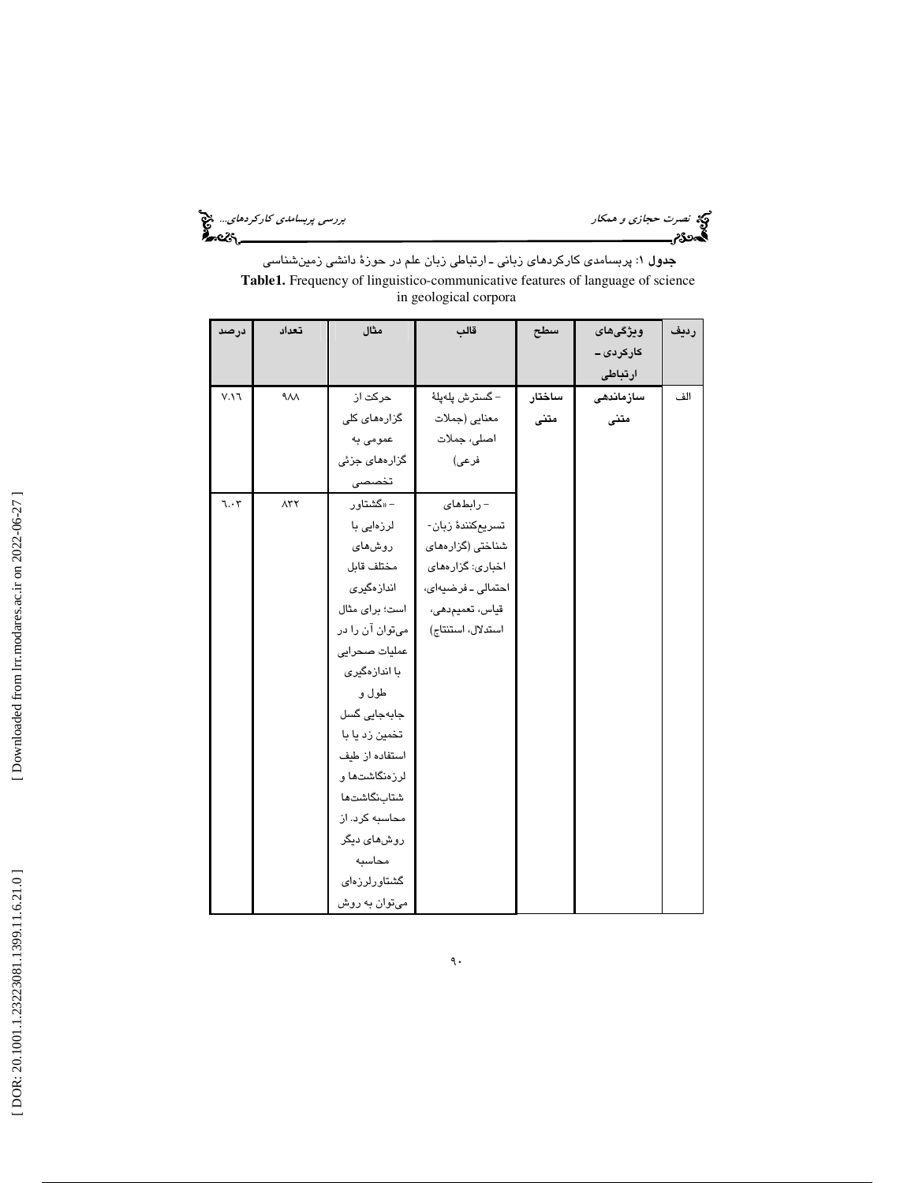**جدول ۱**: پربسامدی کارکردهای زبانی ـ ارتباطی زبان علم در حوزهٔ دانشی زمین‌شناسی

**Table1.** Frequency of linguistico-communicative features of language of science in geological corpora

| ردیف | ویژگی‌های کارکردی ـ ارتباطی | سطح | قالب | مثال | تعداد | درصد |
|---|---|---|---|---|---|---|
| الف | **سازماندهی متنی** | **ساختار متنی** | ـ گسترش پله‌پلهٔ معنایی (جملات اصلی، جملات فرعی) | حرکت از گزاره‌های کلی عمومی به گزاره‌های جزئی تخصصی | ۹۸۸ | ۷.۱٦ |
| | | | ـ رابطه‌های تسریع‌کنندهٔ زبان‌شناختی (گزاره‌های اخباری: گزاره‌های احتمالی ـ فرضیه‌ای، قیاس، تعمیم‌دهی، استدلال، استنتاج) | ـ «گشتاور لرزه‌ایی با روش‌های مختلف قابل اندازه‌گیری است؛ برای مثال می‌توان آن را در عملیات صحرایی با اندازه‌گیری طول و جابه‌جایی گسل تخمین زد یا با استفاده از طیف لرزه‌نگاشت‌ها و شتاب‌نگاشت‌ها محاسبه کرد. از روش‌های دیگر محاسبه گشتاورلرزه‌ای می‌توان به روش | ۸۳۲ | ٦.۰۳ |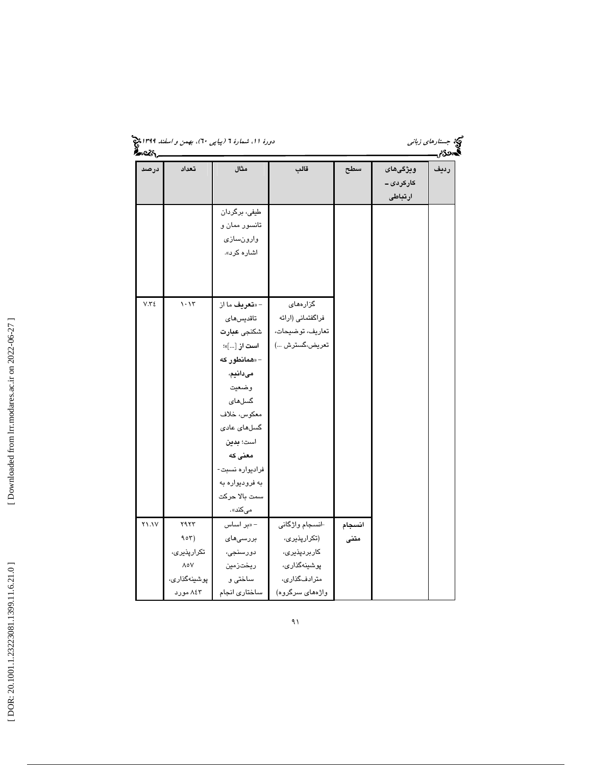| ردیف | ویژگی‌های کارکردی ـ ارتباطی | سطح | قالب | مثال | تعداد | درصد |
|---|---|---|---|---|---|---|
| | | | | طیفی، برگردان تانسور ممان و وارون‌سازی اشاره کرد». | | |
| | | | گزاره‌های فراگفتمانی (ارائه تعاریف، توضیحات، تعریض،گسترش ...) | - «**تعریف** ما از تاقدیس‌های شکنجی **عبارت است از** [...]»؛ - «**همانطور که می‌دانیم**، وضعیت گسل‌های معکوس، خلاف گسل‌های عادی است؛ **بدین معنی که** فرادیواره نسبت- به فرودیواره به سمت بالا حرکت می‌کند». | ۱۰۱۳ | ۷.۳٤ |
| | | انسجام متنی | -انسجام واژگانی (تکرارپذیری، کاربردپذیری، پوشینه‌گذاری، مترادف‌گذاری، واژه‌های سرگروه) | - «بر اساس بررسی‌های دورسنجی، ریخت‌زمین ساختی و ساختاری انجام | ۲۹۲۳ (۹۵۳) تکرارپذیری، ۸۵۷ پوشینه‌گذاری، ۸٤۳ مورد | ۲۱.۱۷ |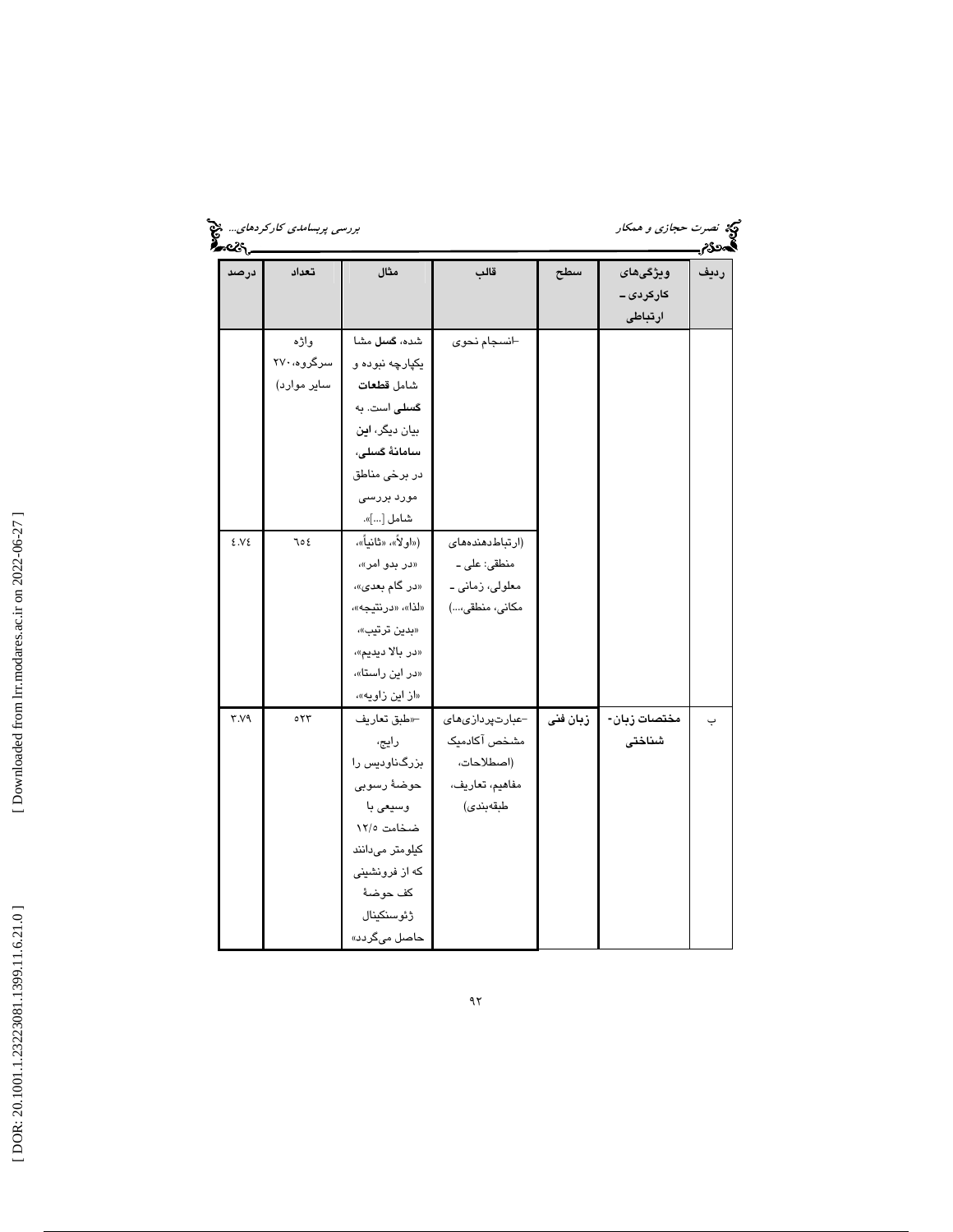| ردیف | ویژگی‌های کارکردی ـ ارتباطی | سطح | قالب | مثال | تعداد | درصد |
|---|---|---|---|---|---|---|
| | | | -انسجام نحوی | شده، **گسل** مشا یکپارچه نبوده و شامل **قطعات گسلی** است. به بیان دیگر، **این سامانهٔ گسلی**، در برخی مناطق مورد بررسی شامل [...]». | واژه سرگروه، ۲۷۰ سایر موارد) | |
| | | | (ارتباط‌دهنده‌های منطقی: علی ـ معلولی، زمانی ـ مکانی، منطقی،...) | («اولاً»، «ثانیاً»، «در بدو امر»، «در گام بعدی»، «لذا»، «درنتیجه»، «بدین ترتیب»، «در بالا دیدیم»، «در این راستا»، «از این زاویه»، | ٦٥٤ | ٤.٧٤ |
| ب | **مختصات زبان-شناختی** | **زبان فنی** | -عبارت‌پردازی‌های مشخص آکادمیک (اصطلاحات، مفاهیم، تعاریف، طبقه‌بندی) | -«طبق تعاریف رایج، بزرگ‌ناودیس را حوضهٔ رسوبی وسیعی با ضخامت ۱۲/۵ کیلومتر می‌دانند که از فرونشینی کف حوضهٔ ژئوسنکینال حاصل می‌گردد» | ٥٢٣ | ٣.٧٩ |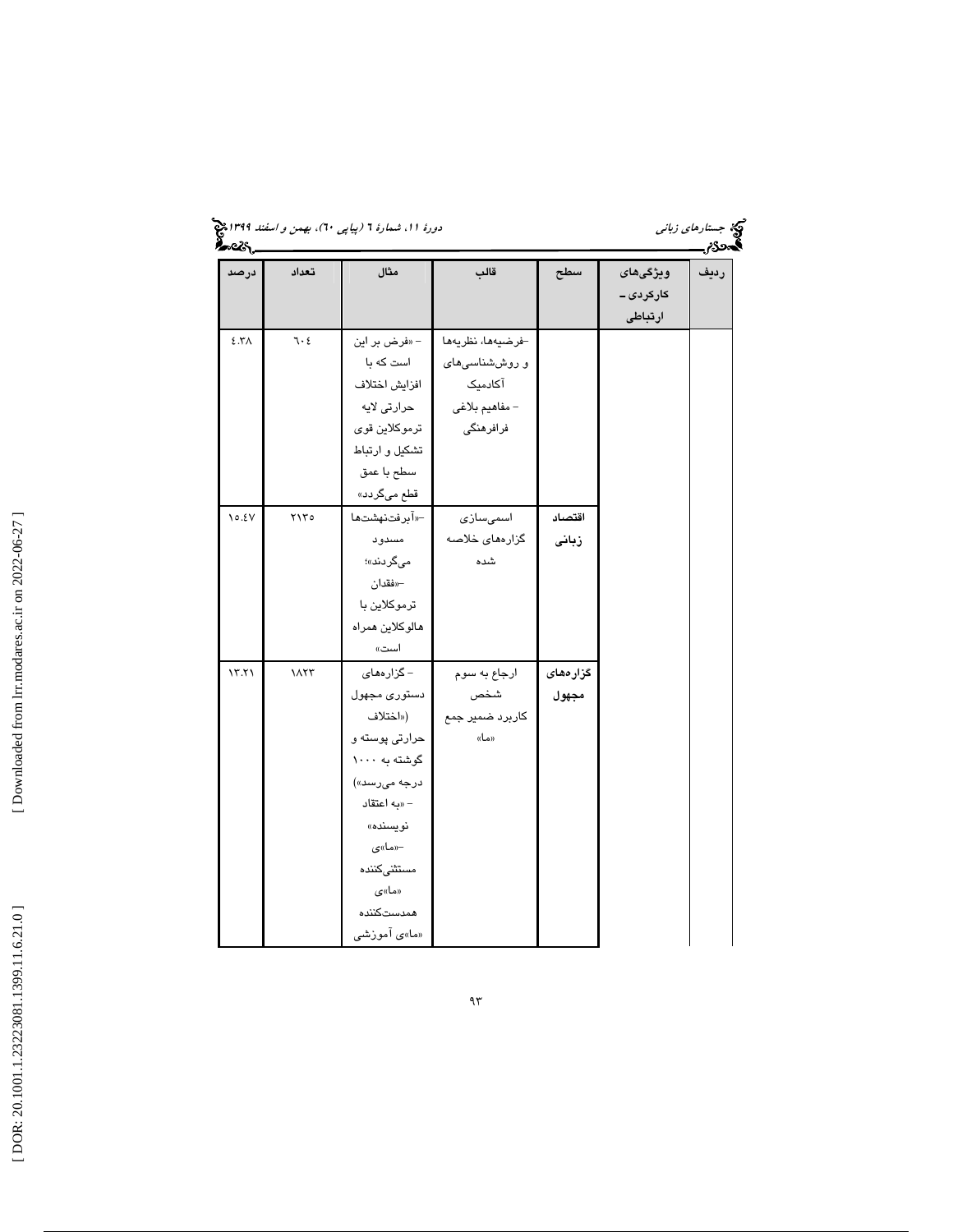| ردیف | ویژگی‌های کارکردی ـ ارتباطی | سطح | قالب | مثال | تعداد | درصد |
|---|---|---|---|---|---|---|
| | | | -فرضیه‌ها، نظریه‌ها و روش‌شناسی‌های آکادمیک<br>- مفاهیم بلاغی فرافرهنگی | - «فرض بر این است که با افزایش اختلاف حرارتی لایه ترموکلاین قوی تشکیل و ارتباط سطح با عمق قطع می‌گردد» | ٦٠٤ | ٤.٣٨ |
| | | اقتصاد زبانی | اسمی‌سازی گزاره‌های خلاصه شده | -«آبرفت‌نهشت‌ها مسدود می‌گردند»؛<br>-«فقدان ترموکلاین با هالوکلاین همراه است» | ٢١٣٥ | ١٥.٤٧ |
| | | گزاره‌های مجهول | ارجاع به سوم شخص<br>کاربرد ضمیر جمع «ما» | - گزاره‌های دستوری مجهول («اختلاف حرارتی پوسته و گوشته به ١٠٠٠ درجه می‌رسد»)<br>- «به اعتقاد نویسنده»<br>-«ما»ی مستثنی‌کننده<br>«ما»ی همدست‌کننده<br>«ما»ی آموزشی | ١٨٢٣ | ١٣.٢١ |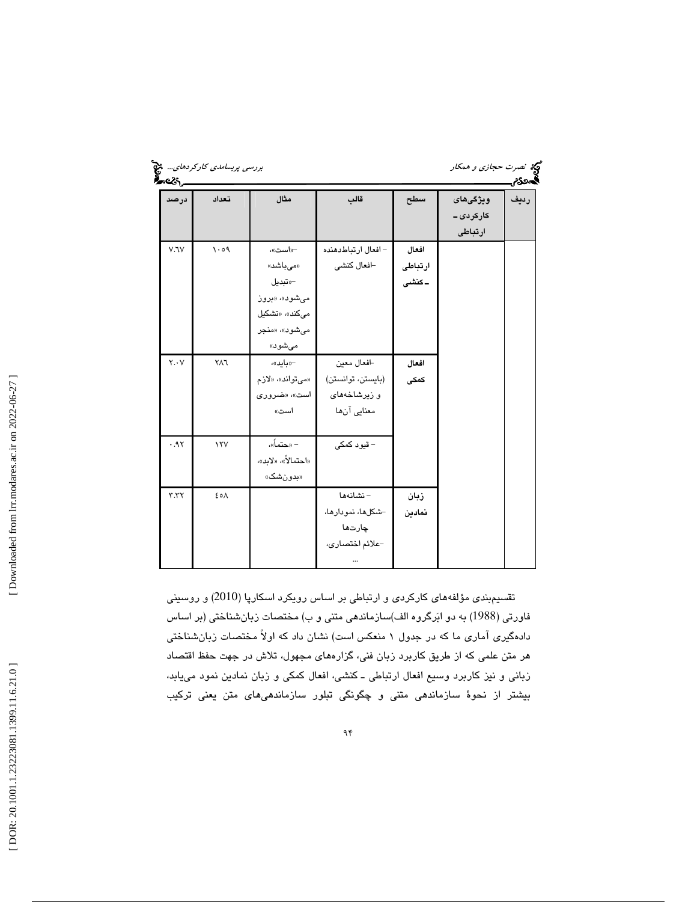| ردیف | ویژگی‌های کارکردی ـ ارتباطی | سطح | قالب | مثال | تعداد | درصد |
|---|---|---|---|---|---|---|
| | | افعال ارتباطی ـ کنشی | – افعال ارتباط‌دهنده –افعال کنشی | –«است»، «می‌باشد» –«تبدیل می‌شود»، «بروز می‌کند»، «تشکیل می‌شود»، «منجر می‌شود» | ۱۰۵۹ | ۷.٦۷ |
| | | افعال کمکی | –افعال معین (بایستن، توانستن) و زیرشاخه‌های معنایی آن‌ها | –«باید»، «می‌تواند»، «لازم است»، «ضروری است» | ۲۸٦ | ۲.۰۷ |
| | | | – قیود کمکی | – «حتماً»، «احتمالاً»، «لابد»، «بدون‌شک» | ۱۲۷ | ۰.۹۲ |
| | | زبان نمادین | – نشانه‌ها –شکل‌ها، نمودارها، چارت‌ها –علائم اختصاری، ... | | ٤٥۸ | ۳.۳۲ |

تقسیم‌بندی مؤلفه‌های کارکردی و ارتباطی بر اساس رویکرد اسکارپا (2010) و روسینی فاورتی (1988) به دو ابَرگروه الف)سازماندهی متنی و ب) مختصات زبان‌شناختی (بر اساس داده‌گیری آماری ما که در جدول ۱ منعکس است) نشان داد که اولاً مختصات زبان‌شناختی هر متن علمی که از طریق کاربرد زبان فنی، گزاره‌های مجهول، تلاش در جهت حفظ اقتصاد زبانی و نیز کاربرد وسیع افعال ارتباطی ـ کنشی، افعال کمکی و زبان نمادین نمود می‌یابد، بیشتر از نحوهٔ سازماندهی متنی و چگونگی تبلور سازماندهی‌های متن یعنی ترکیب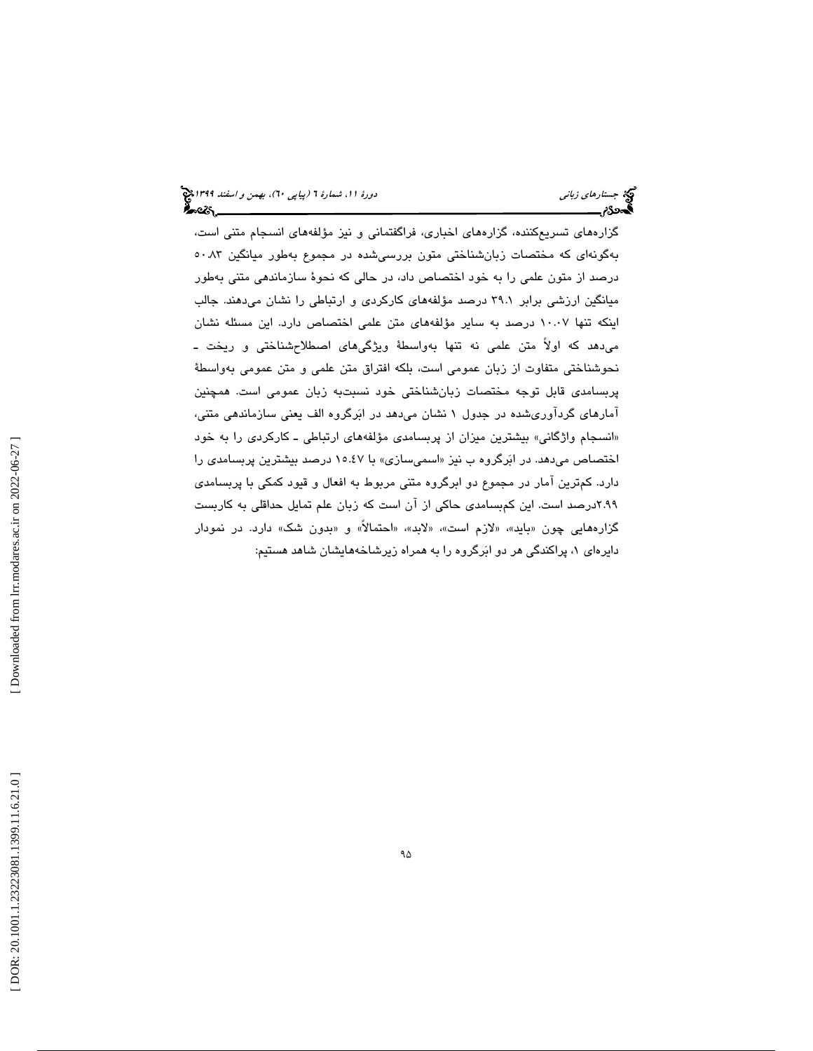گزاره‌های تسریع‌کننده، گزاره‌های اخباری، فراگفتمانی و نیز مؤلفه‌های انسجام متنی است، به‌گونه‌ای که مختصات زبان‌شناختی متون بررسی‌شده در مجموع به‌طور میانگین ٥٠.٨٣ درصد از متون علمی را به خود اختصاص داد، در حالی که نحوهٔ سازماندهی متنی به‌طور میانگین ارزشی برابر ٣٩.١ درصد مؤلفه‌های کارکردی و ارتباطی را نشان می‌دهند. جالب اینکه تنها ١٠.٠٧ درصد به سایر مؤلفه‌های متن علمی اختصاص دارد. این مسئله نشان می‌دهد که اولاً متن علمی نه تنها به‌واسطهٔ ویژگی‌های اصطلاح‌شناختی و ریخت ـ نحوشناختی متفاوت از زبان عمومی است، بلکه افتراق متن علمی و متن عمومی به‌واسطهٔ پربسامدی قابل توجه مختصات زبان‌شناختی خود نسبت‌به زبان عمومی است. همچنین آمارهای گردآوری‌شده در جدول ١ نشان می‌دهد در ابَرگروه الف یعنی سازماندهی متنی، «انسجام واژگانی» بیشترین میزان از پربسامدی مؤلفه‌های ارتباطی ـ کارکردی را به خود اختصاص می‌دهد. در ابَرگروه ب نیز «اسمی‌سازی» با ١٥.٤٧ درصد بیشترین پربسامدی را دارد. کم‌ترین آمار در مجموع دو ابرگروه متنی مربوط به افعال و قیود کمکی با پربسامدی ٢.٩٩درصد است. این کم‌بسامدی حاکی از آن است که زبان علم تمایل حداقلی به کاربست گزاره‌هایی چون «باید»، «لازم است»، «لابد»، «احتمالاً» و «بدون شک» دارد. در نمودار دایره‌ای ١، پراکندگی هر دو ابَرگروه را به همراه زیرشاخه‌هایشان شاهد هستیم: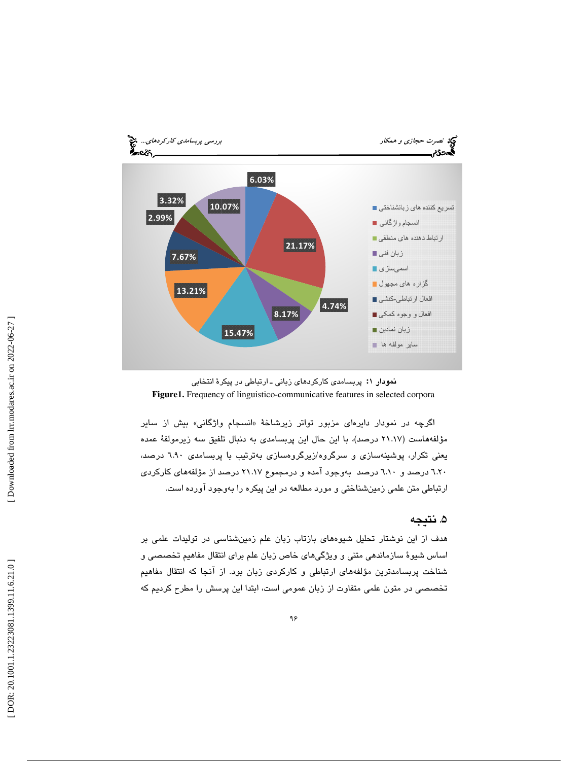نمودار ۱: پربسامدی کارکردهای زبانی ـ ارتباطی در پیکرۀ انتخابی

**Figure1.** Frequency of linguistico-communicative features in selected corpora

اگرچه در نمودار دایره‌ای مزبور تواتر زیرشاخۀ «انسجام واژگانی» بیش از سایر مؤلفه‌هاست (۲۱.۱۷ درصد)، با این حال این پربسامدی به دنبال تلفیق سه زیرمولفۀ عمده یعنی تکرار، پوشینه‌سازی و سرگروه/زیرگروه‌سازی به‌ترتیب با پربسامدی ۶.۹۰ درصد، ٦.٢٠ درصد و ٦.١٠ درصد به‌وجود آمده و درمجموع ۲۱.۱۷ درصد از مؤلفه‌های کارکردی ارتباطی متن علمی زمین‌شناختی و مورد مطالعه در این پیکره را به‌وجود آورده است.

## ۵. نتیجه

هدف از این نوشتار تحلیل شیوه‌های بازتاب زبان علم زمین‌شناسی در تولیدات علمی بر اساس شیوۀ سازماندهی متنی و ویژگی‌های خاص زبان علم برای انتقال مفاهیم تخصصی و شناخت پربسامدترین مؤلفه‌های ارتباطی و کارکردی زبان بود. از آنجا که انتقال مفاهیم تخصصی در متون علمی متفاوت از زبان عمومی است، ابتدا این پرسش را مطرح کردیم که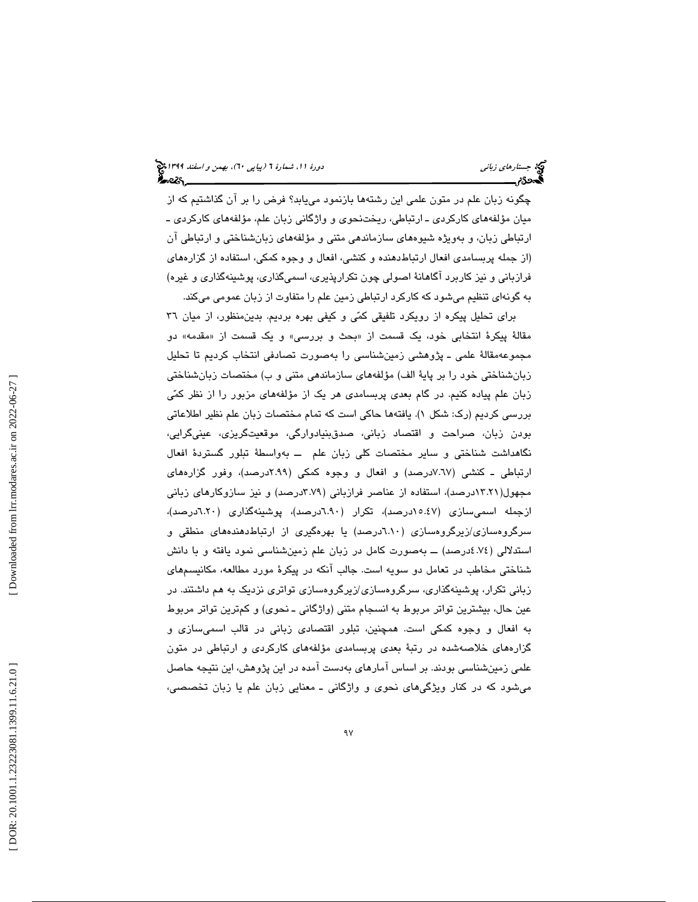چگونه زبان علم در متون علمی این رشته‌ها بازنمود می‌یابد؟ فرض را بر آن گذاشتیم که از میان مؤلفه‌های کارکردی ـ ارتباطی، ریخت‌نحوی و واژگانی زبان علم، مؤلفه‌های کارکردی ـ ارتباطی زبان، و به‌ویژه شیوه‌های سازماندهی متنی و مؤلفه‌های زبان‌شناختی و ارتباطی آن (از جمله پربسامدی افعال ارتباط‌دهنده و کنشی، افعال و وجوه کمکی، استفاده از گزاره‌های فرازبانی و نیز کاربرد آگاهانهٔ اصولی چون تکرارپذیری، اسمی‌گذاری، پوشینه‌گذاری و غیره) به گونه‌ای تنظیم می‌شود که کارکرد ارتباطی زمین علم را متفاوت از زبان عمومی می‌کند.

برای تحلیل پیکره از رویکرد تلفیقی کمّی و کیفی بهره بردیم. بدین‌منظور، از میان ۳٦ مقالهٔ پیکرهٔ انتخابی خود، یک قسمت از «بحث و بررسی» و یک قسمت از «مقدمه» دو مجموعه‌مقالهٔ علمی ـ پژوهشی زمین‌شناسی را به‌صورت تصادفی انتخاب کردیم تا تحلیل زبان‌شناختی خود را بر پایهٔ الف) مؤلفه‌های سازماندهی متنی و ب) مختصات زبان‌شناختی زبان علم پیاده کنیم. در گام بعدی پربسامدی هر یک از مؤلفه‌های مزبور را از نظر کمّی بررسی کردیم (رک: شکل ۱). یافته‌ها حاکی است که تمام مختصات زبان علم نظیر اطلاعاتی بودن زبان، صراحت و اقتصاد زبانی، صدق‌بنیادوارگی، موقعیت‌گریزی، عینی‌گرایی، نگاهداشت شناختی و سایر مختصات کلی زبان علم ــ به‌واسطهٔ تبلور گستردهٔ افعال ارتباطی ـ کنشی (٧.٦٧درصد) و افعال و وجوه کمکی (٢.٩٩درصد)، وفور گزاره‌های مجهول(١٣.٢١درصد)، استفاده از عناصر فرازبانی (٣.٧٩درصد) و نیز سازوکارهای زبانی ازجمله اسمی‌سازی (١٥.٤٧درصد)، تکرار (٦.٩٠درصد)، پوشینه‌گذاری (٦.٢٠درصد)، سرگروه‌سازی/زیرگروه‌سازی (٦.١٠درصد) یا بهره‌گیری از ارتباط‌دهنده‌های منطقی و استدلالی (٤.٧٤درصد) ــ به‌صورت کامل در زبان علم زمین‌شناسی نمود یافته و با دانش شناختی مخاطب در تعامل دو سویه است. جالب آنکه در پیکرهٔ مورد مطالعه، مکانیسم‌های زبانی تکرار، پوشینه‌گذاری، سرگروه‌سازی/زیرگروه‌سازی تواتری نزدیک به هم داشتند. در عین حال، بیشترین تواتر مربوط به انسجام متنی (واژگانی ـ نحوی) و کم‌ترین تواتر مربوط به افعال و وجوه کمکی است. همچنین، تبلور اقتصادی زبانی در قالب اسمی‌سازی و گزاره‌های خلاصه‌شده در رتبهٔ بعدی پربسامدی مؤلفه‌های کارکردی و ارتباطی در متون علمی زمین‌شناسی بودند. بر اساس آمارهای به‌دست آمده در این پژوهش، این نتیجه حاصل می‌شود که در کنار ویژگی‌های نحوی و واژگانی ـ معنایی زبان علم یا زبان تخصصی،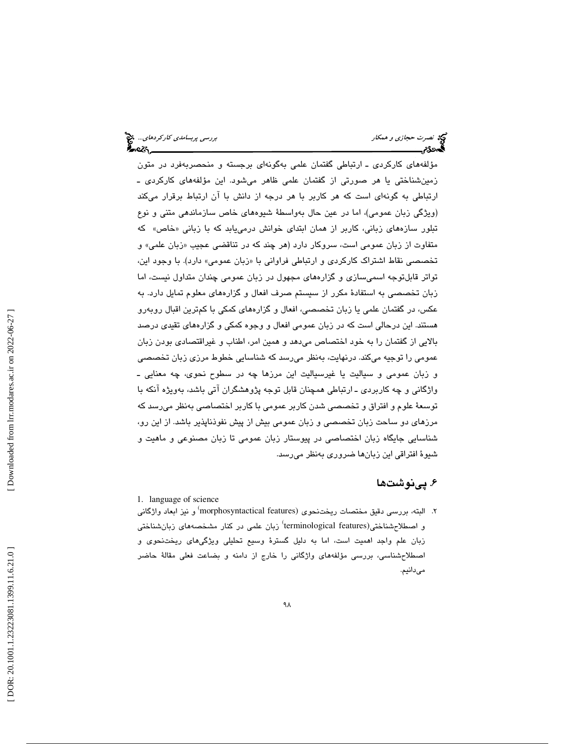مؤلفه‌های کارکردی ـ ارتباطی گفتمان علمی به‌گونه‌ای برجسته و منحصربه‌فرد در متون زمین‌شناختی یا هر صورتی از گفتمان علمی ظاهر می‌شود. این مؤلفه‌های کارکردی ـ ارتباطی به گونه‌ای است که هر کاربر با هر درجه از دانش با آن ارتباط برقرار می‌کند (ویژگی زبان عمومی)، اما در عین حال به‌واسطهٔ شیوه‌های خاص سازماندهی متنی و نوع تبلور سازه‌های زبانی، کاربر از همان ابتدای خوانش درمی‌یابد که با زبانی «خاص» که متفاوت از زبان عمومی است، سروکار دارد (هر چند که در تناقضی عجیب «زبان علمی» و تخصصی نقاط اشتراک کارکردی و ارتباطی فراوانی با «زبان عمومی» دارد). با وجود این، تواتر قابل‌توجه اسمی‌سازی و گزاره‌های مجهول در زبان عمومی چندان متداول نیست، اما زبان تخصصی به استفادهٔ مکرر از سیستم صرف افعال و گزاره‌های معلوم تمایل دارد. به عکس، در گفتمان علمی یا زبان تخصصی، افعال و گزاره‌های کمکی با کم‌ترین اقبال روبه‌رو هستند. این درحالی است که در زبان عمومی افعال و وجوه کمکی و گزاره‌های تقیدی درصد بالایی از گفتمان را به خود اختصاص می‌دهد و همین امر، اطناب و غیراقتصادی بودن زبان عمومی را توجیه می‌کند. درنهایت، به‌نظر می‌رسد که شناسایی خطوط مرزی زبان تخصصی و زبان عمومی و سیالیت یا غیرسیالیت این مرزها چه در سطوح نحوی، چه معنایی ـ واژگانی و چه کاربردی ـ ارتباطی همچنان قابل توجه پژوهشگران آتی باشد، به‌ویژه آنکه با توسعهٔ علوم و افتراق و تخصصی شدن کاربر عمومی با کاربر اختصاصی به‌نظر می‌رسد که مرزهای دو ساحت زبان تخصصی و زبان عمومی بیش از پیش نفوذناپذیر باشد. از این رو، شناسایی جایگاه زبان اختصاصی در پیوستار زبان عمومی تا زبان مصنوعی و ماهیت و شیوهٔ افتراقی این زبان‌ها ضروری به‌نظر می‌رسد.

## ۶. پی‌نوشت‌ها

1. language of science

۲. البته، بررسی دقیق مختصات ریخت‌نحوی (morphosyntactical features)[1] و نیز ابعاد واژگانی و اصطلاح‌شناختی(terminological features)[1] زبان علمی در کنار مشخصه‌های زبان‌شناختی زبان علم واجد اهمیت است، اما به دلیل گسترهٔ وسیع تحلیلی ویژگی‌های ریخت‌نحوی و اصطلاح‌شناسی، بررسی مؤلفه‌های واژگانی را خارج از دامنه و بضاعت فعلی مقالهٔ حاضر می‌دانیم.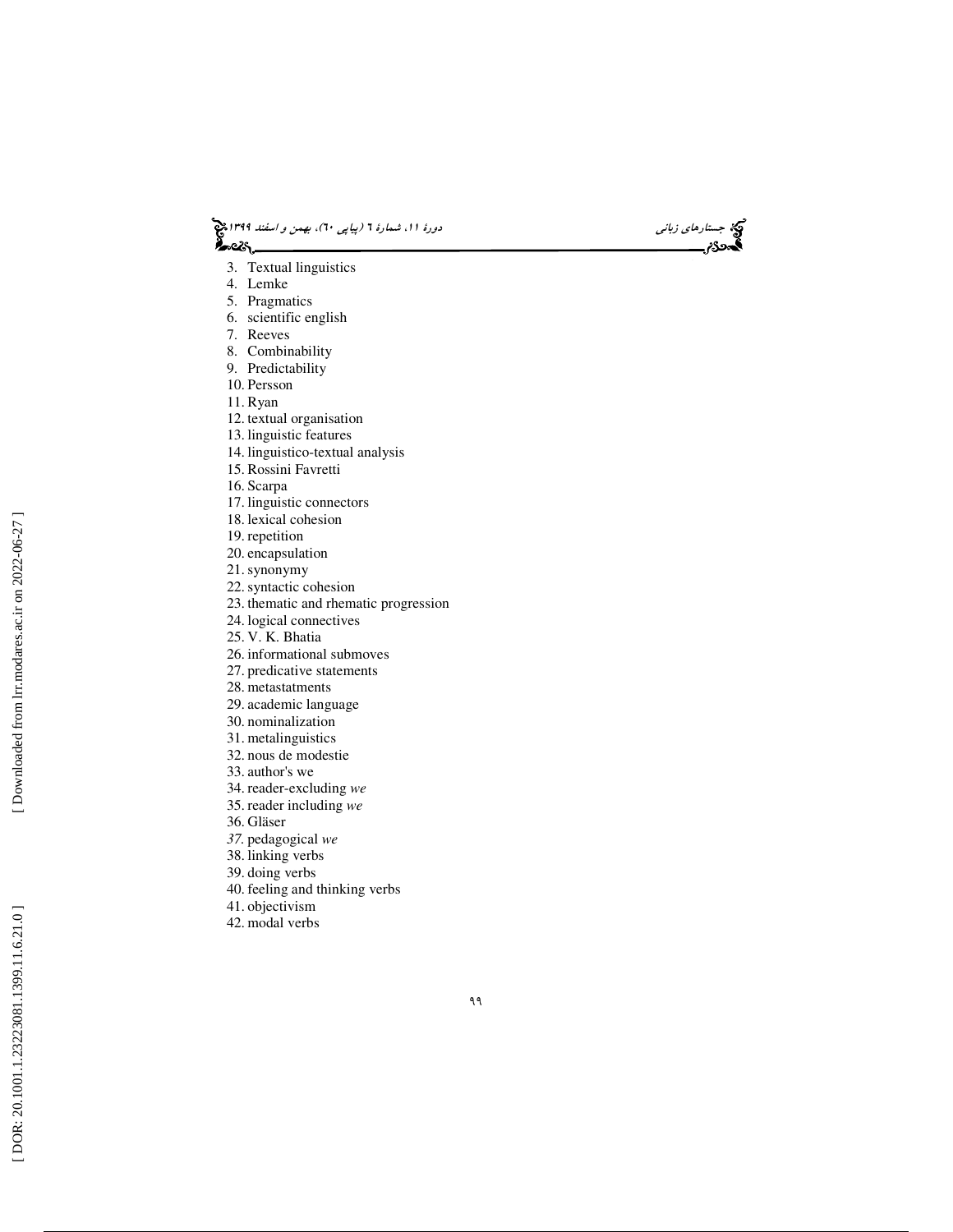3. Textual linguistics
4. Lemke
5. Pragmatics
6. scientific english
7. Reeves
8. Combinability
9. Predictability
10. Persson
11. Ryan
12. textual organisation
13. linguistic features
14. linguistico-textual analysis
15. Rossini Favretti
16. Scarpa
17. linguistic connectors
18. lexical cohesion
19. repetition
20. encapsulation
21. synonymy
22. syntactic cohesion
23. thematic and rhematic progression
24. logical connectives
25. V. K. Bhatia
26. informational submoves
27. predicative statements
28. metastatments
29. academic language
30. nominalization
31. metalinguistics
32. nous de modestie
33. author's we
34. reader-excluding *we*
35. reader including *we*
36. Gläser
37. pedagogical *we*
38. linking verbs
39. doing verbs
40. feeling and thinking verbs
41. objectivism
42. modal verbs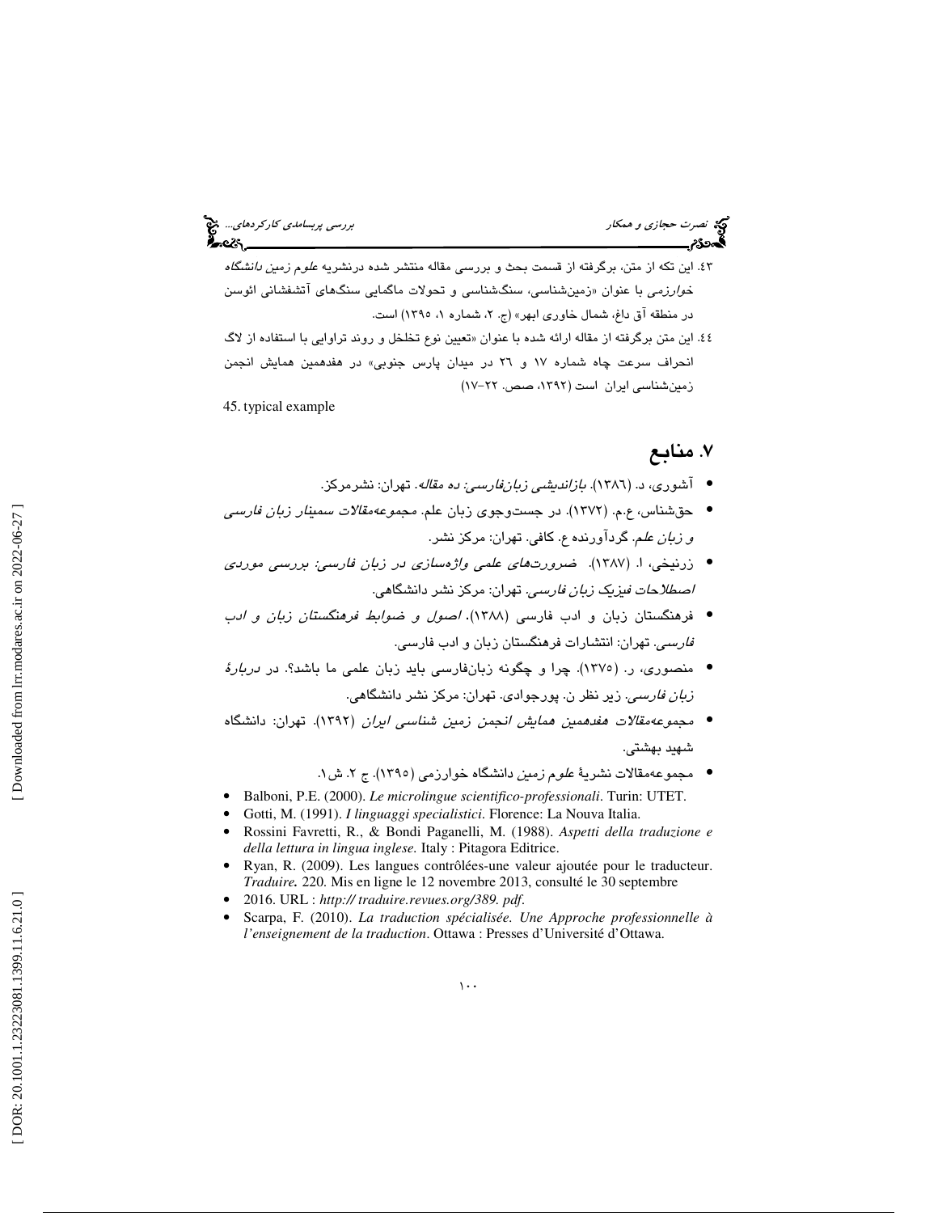۴۳. این تکه از متن، برگرفته از قسمت بحث و بررسی مقاله منتشر شده درنشریه *علوم زمین دانشگاه خوارزمی* با عنوان «زمین‌شناسی، سنگ‌شناسی و تحولات ماگمایی سنگ‌های آتشفشانی ائوسن در منطقه آق داغ، شمال خاوری ابهر» (ج. ۲، شماره ۱، ۱۳۹۵) است.

۴۴. این متن برگرفته از مقاله ارائه شده با عنوان «تعیین نوع تخلخل و روند تراوایی با استفاده از لاگ انحراف سرعت چاه شماره ۱۷ و ۲۶ در میدان پارس جنوبی» در هفدهمین همایش انجمن زمین‌شناسی ایران است (۱۳۹۲، صص. ۲۲-۱۷)

45. typical example

## ۷. منابع

- آشوری، د. (۱۳۸۶). *بازاندیشی زبان‌فارسی: ده مقاله*. تهران: نشرمرکز.
- حق‌شناس، ع.م. (۱۳۷۲). در جست‌وجوی زبان علم. *مجموعه‌مقالات سمینار زبان فارسی و زبان علم*. گردآورنده ع. کافی. تهران: مرکز نشر.
- زرنیخی، ا. (۱۳۸۷). *ضرورت‌های علمی واژه‌سازی در زبان فارسی: بررسی موردی اصطلاحات فیزیک زبان فارسی*. تهران: مرکز نشر دانشگاهی.
- فرهنگستان زبان و ادب فارسی (۱۳۸۸). *اصول و ضوابط فرهنگستان زبان و ادب فارسی*. تهران: انتشارات فرهنگستان زبان و ادب فارسی.
- منصوری، ر. (۱۳۷۵). چرا و چگونه زبان‌فارسی باید زبان علمی ما باشد؟. در *دربارهٔ زبان فارسی*. زیر نظر ن. پورجوادی. تهران: مرکز نشر دانشگاهی.
- *مجموعه‌مقالات هفدهمین همایش انجمن زمین شناسی ایران* (۱۳۹۲). تهران: دانشگاه شهید بهشتی.
- مجموعه‌مقالات نشریهٔ *علوم زمین* دانشگاه خوارزمی (۱۳۹۵). ج ۲. ش ۱.

- Balboni, P.E. (2000). *Le microlingue scientifico-professionali*. Turin: UTET.
- Gotti, M. (1991). *I linguaggi specialistici*. Florence: La Nouva Italia.
- Rossini Favretti, R., & Bondi Paganelli, M. (1988). *Aspetti della traduzione e della lettura in lingua inglese.* Italy : Pitagora Editrice.
- Ryan, R. (2009). Les langues contrôlées-une valeur ajoutée pour le traducteur. *Traduire.* 220. Mis en ligne le 12 novembre 2013, consulté le 30 septembre
- 2016. URL : *http:// traduire.revues.org/389. pdf*.
- Scarpa, F. (2010). *La traduction spécialisée. Une Approche professionnelle à l'enseignement de la traduction*. Ottawa : Presses d'Université d'Ottawa.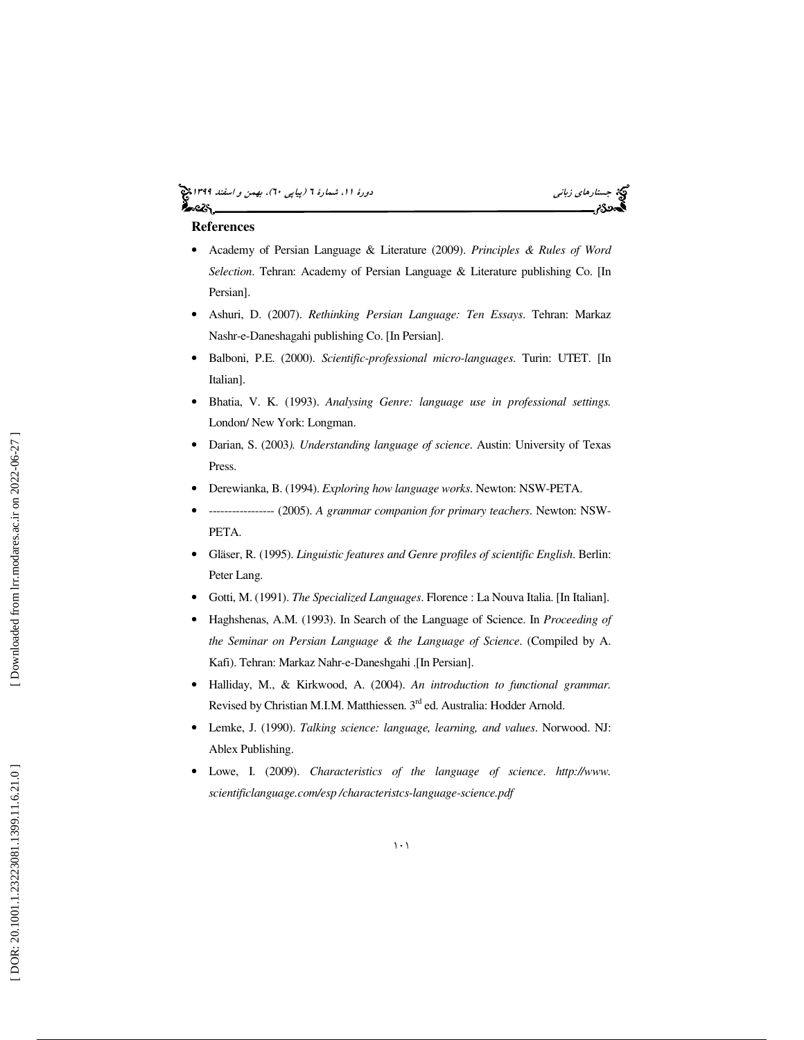## References

- Academy of Persian Language & Literature (2009). *Principles & Rules of Word Selection*. Tehran: Academy of Persian Language & Literature publishing Co. [In Persian].
- Ashuri, D. (2007). *Rethinking Persian Language: Ten Essays*. Tehran: Markaz Nashr-e-Daneshagahi publishing Co. [In Persian].
- Balboni, P.E. (2000). *Scientific-professional micro-languages*. Turin: UTET. [In Italian].
- Bhatia, V. K. (1993). *Analysing Genre: language use in professional settings.* London/ New York: Longman.
- Darian, S. (2003*). Understanding language of science*. Austin: University of Texas Press.
- Derewianka, B. (1994). *Exploring how language works*. Newton: NSW-PETA.
- ----------------- (2005). *A grammar companion for primary teachers*. Newton: NSW-PETA.
- Gläser, R. (1995). *Linguistic features and Genre profiles of scientific English*. Berlin: Peter Lang.
- Gotti, M. (1991). *The Specialized Languages*. Florence : La Nouva Italia. [In Italian].
- Haghshenas, A.M. (1993). In Search of the Language of Science. In *Proceeding of the Seminar on Persian Language & the Language of Science*. (Compiled by A. Kafi). Tehran: Markaz Nahr-e-Daneshgahi .[In Persian].
- Halliday, M., & Kirkwood, A. (2004). *An introduction to functional grammar.* Revised by Christian M.I.M. Matthiessen. 3rd ed. Australia: Hodder Arnold.
- Lemke, J. (1990). *Talking science: language, learning, and values*. Norwood. NJ: Ablex Publishing.
- Lowe, I. (2009). *Characteristics of the language of science*. *http://www. scientificlanguage.com/esp /characteristcs-language-science.pdf*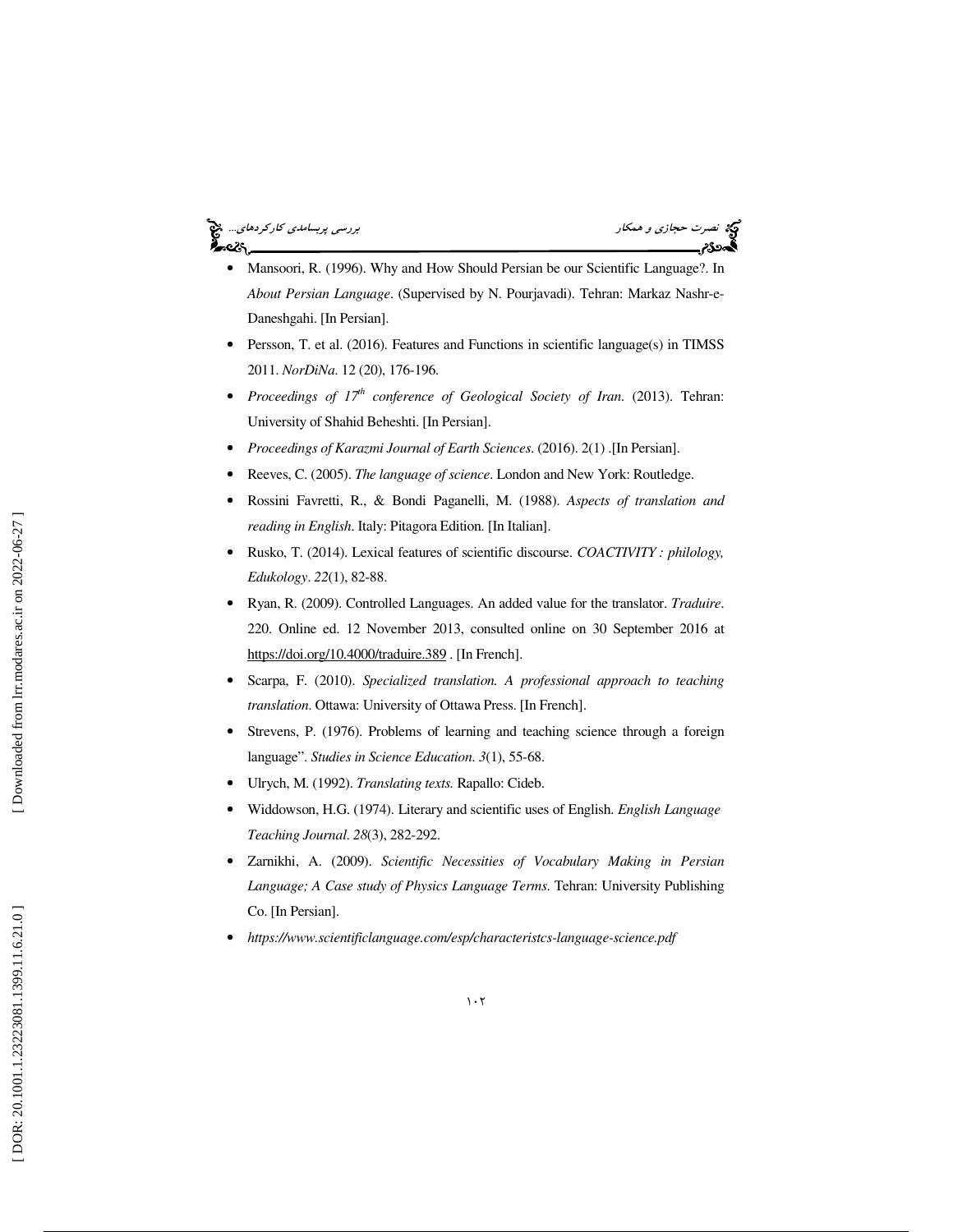- Mansoori, R. (1996). Why and How Should Persian be our Scientific Language?. In *About Persian Language*. (Supervised by N. Pourjavadi). Tehran: Markaz Nashr-e-Daneshgahi. [In Persian].
- Persson, T. et al. (2016). Features and Functions in scientific language(s) in TIMSS 2011. *NorDiNa*. 12 (20), 176-196.
- *Proceedings of 17th conference of Geological Society of Iran*. (2013). Tehran: University of Shahid Beheshti. [In Persian].
- *Proceedings of Karazmi Journal of Earth Sciences*. (2016). 2(1) .[In Persian].
- Reeves, C. (2005). *The language of science*. London and New York: Routledge.
- Rossini Favretti, R., & Bondi Paganelli, M. (1988). *Aspects of translation and reading in English*. Italy: Pitagora Edition. [In Italian].
- Rusko, T. (2014). Lexical features of scientific discourse. *COACTIVITY : philology, Edukology*. *22*(1), 82-88.
- Ryan, R. (2009). Controlled Languages. An added value for the translator. *Traduire*. 220. Online ed. 12 November 2013, consulted online on 30 September 2016 at https://doi.org/10.4000/traduire.389 . [In French].
- Scarpa, F. (2010). *Specialized translation. A professional approach to teaching translation*. Ottawa: University of Ottawa Press. [In French].
- Strevens, P. (1976). Problems of learning and teaching science through a foreign language". *Studies in Science Education*. *3*(1), 55-68.
- Ulrych, M. (1992). *Translating texts.* Rapallo: Cideb.
- Widdowson, H.G. (1974). Literary and scientific uses of English. *English Language Teaching Journal*. *28*(3), 282-292.
- Zarnikhi, A. (2009). *Scientific Necessities of Vocabulary Making in Persian Language; A Case study of Physics Language Terms*. Tehran: University Publishing Co. [In Persian].
- *https://www.scientificlanguage.com/esp/characteristcs-language-science.pdf*